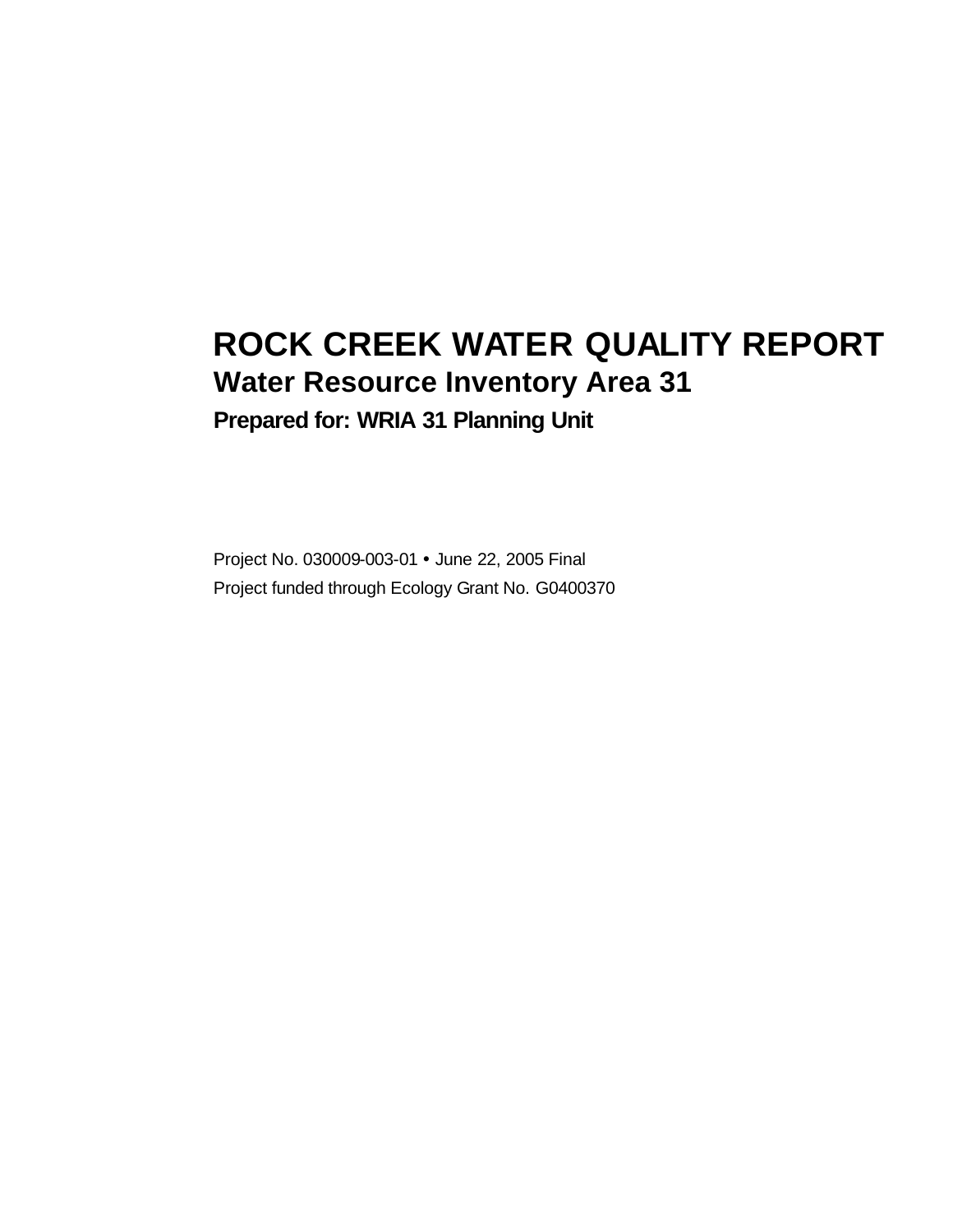# ROCK CREEK WATER QUALITY REPORT

## Water Resource Inventory Area 31

### Prepared for: WRIA 31 Planning Unit

Project No. 030009-003-01 • June 22, 2005 Final

Project funded through Ecology Grant No. G0400370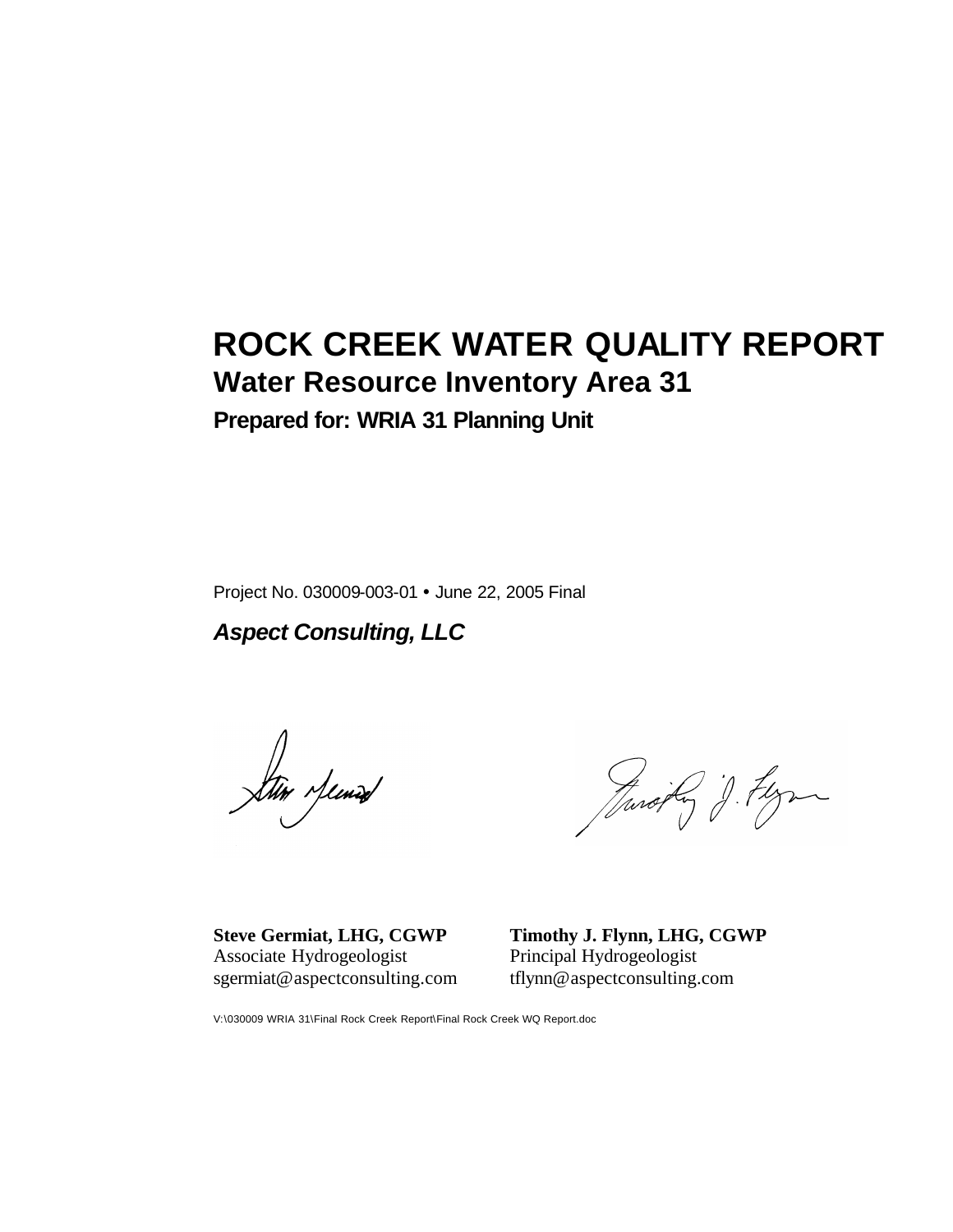# ROCK CREEK WATER QUALITY REPORT

## Water Resource Inventory Area 31

### Prepared for: WRIA 31 Planning Unit

Project No. 030009-003-01 • June 22, 2005 Final

***Aspect Consulting, LLC***

**Steve Germiat, LHG, CGWP**
Associate Hydrogeologist
sgermiat@aspectconsulting.com

**Timothy J. Flynn, LHG, CGWP**
Principal Hydrogeologist
tflynn@aspectconsulting.com

V:\030009 WRIA 31\Final Rock Creek Report\Final Rock Creek WQ Report.doc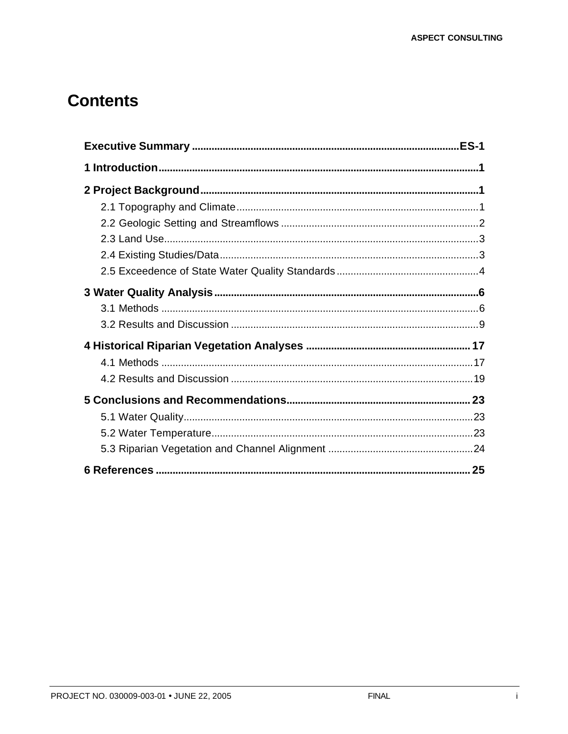# Contents

**Executive Summary** ...... **ES-1**

**1 Introduction** ...... **1**

**2 Project Background** ...... **1**

- 2.1 Topography and Climate ...... 1
- 2.2 Geologic Setting and Streamflows ...... 2
- 2.3 Land Use ...... 3
- 2.4 Existing Studies/Data ...... 3
- 2.5 Exceedence of State Water Quality Standards ...... 4

**3 Water Quality Analysis** ...... **6**

- 3.1 Methods ...... 6
- 3.2 Results and Discussion ...... 9

**4 Historical Riparian Vegetation Analyses** ...... **17**

- 4.1 Methods ...... 17
- 4.2 Results and Discussion ...... 19

**5 Conclusions and Recommendations** ...... **23**

- 5.1 Water Quality ...... 23
- 5.2 Water Temperature ...... 23
- 5.3 Riparian Vegetation and Channel Alignment ...... 24

**6 References** ...... **25**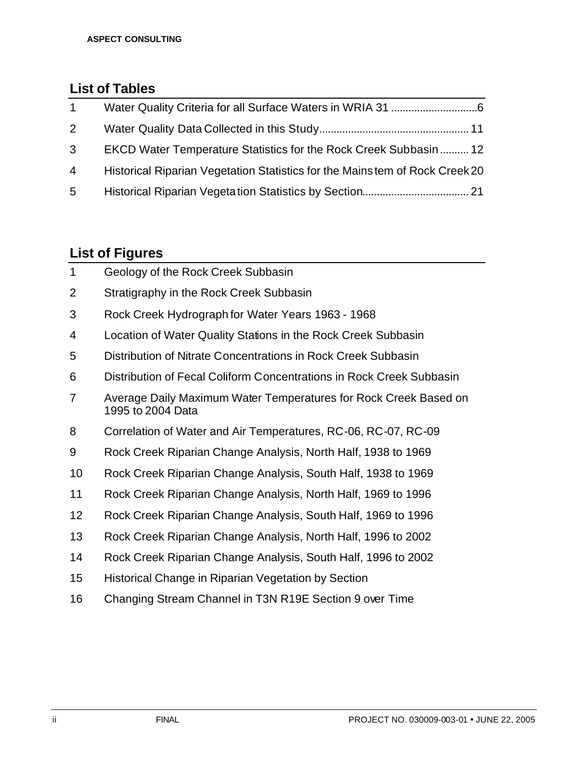## List of Tables

| | | |
|---|---|---|
| 1 | Water Quality Criteria for all Surface Waters in WRIA 31 | 6 |
| 2 | Water Quality Data Collected in this Study | 11 |
| 3 | EKCD Water Temperature Statistics for the Rock Creek Subbasin | 12 |
| 4 | Historical Riparian Vegetation Statistics for the Mainstem of Rock Creek | 20 |
| 5 | Historical Riparian Vegetation Statistics by Section | 21 |

## List of Figures

1 Geology of the Rock Creek Subbasin

2 Stratigraphy in the Rock Creek Subbasin

3 Rock Creek Hydrograph for Water Years 1963 - 1968

4 Location of Water Quality Stations in the Rock Creek Subbasin

5 Distribution of Nitrate Concentrations in Rock Creek Subbasin

6 Distribution of Fecal Coliform Concentrations in Rock Creek Subbasin

7 Average Daily Maximum Water Temperatures for Rock Creek Based on 1995 to 2004 Data

8 Correlation of Water and Air Temperatures, RC-06, RC-07, RC-09

9 Rock Creek Riparian Change Analysis, North Half, 1938 to 1969

10 Rock Creek Riparian Change Analysis, South Half, 1938 to 1969

11 Rock Creek Riparian Change Analysis, North Half, 1969 to 1996

12 Rock Creek Riparian Change Analysis, South Half, 1969 to 1996

13 Rock Creek Riparian Change Analysis, North Half, 1996 to 2002

14 Rock Creek Riparian Change Analysis, South Half, 1996 to 2002

15 Historical Change in Riparian Vegetation by Section

16 Changing Stream Channel in T3N R19E Section 9 over Time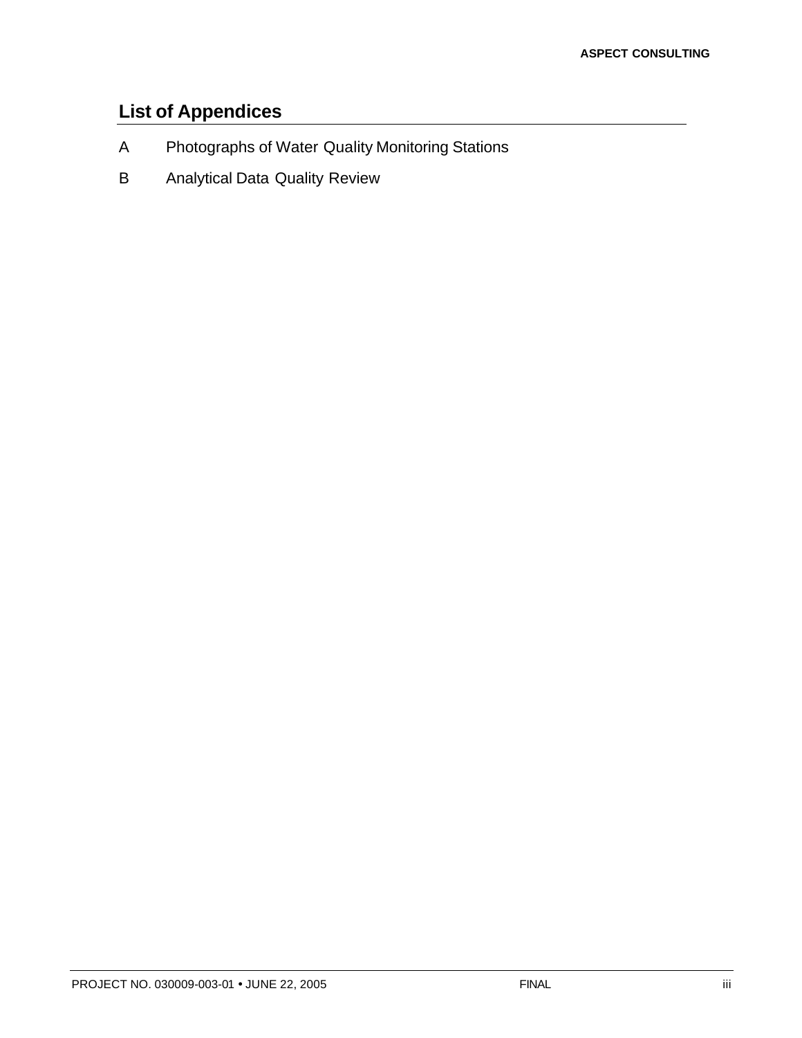## List of Appendices

A Photographs of Water Quality Monitoring Stations

B Analytical Data Quality Review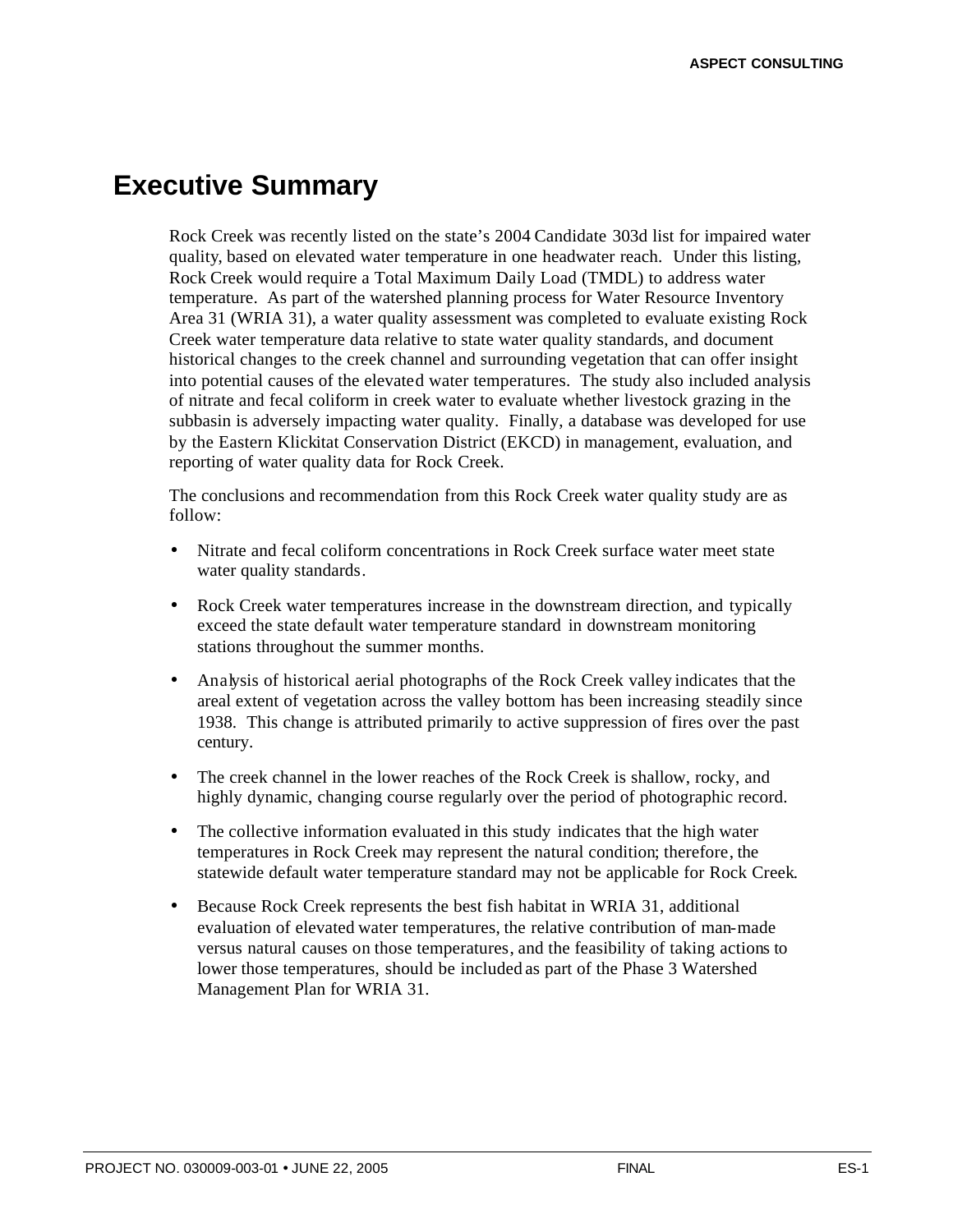# Executive Summary

Rock Creek was recently listed on the state's 2004 Candidate 303d list for impaired water quality, based on elevated water temperature in one headwater reach. Under this listing, Rock Creek would require a Total Maximum Daily Load (TMDL) to address water temperature. As part of the watershed planning process for Water Resource Inventory Area 31 (WRIA 31), a water quality assessment was completed to evaluate existing Rock Creek water temperature data relative to state water quality standards, and document historical changes to the creek channel and surrounding vegetation that can offer insight into potential causes of the elevated water temperatures. The study also included analysis of nitrate and fecal coliform in creek water to evaluate whether livestock grazing in the subbasin is adversely impacting water quality. Finally, a database was developed for use by the Eastern Klickitat Conservation District (EKCD) in management, evaluation, and reporting of water quality data for Rock Creek.

The conclusions and recommendation from this Rock Creek water quality study are as follow:

- Nitrate and fecal coliform concentrations in Rock Creek surface water meet state water quality standards.
- Rock Creek water temperatures increase in the downstream direction, and typically exceed the state default water temperature standard in downstream monitoring stations throughout the summer months.
- Analysis of historical aerial photographs of the Rock Creek valley indicates that the areal extent of vegetation across the valley bottom has been increasing steadily since 1938. This change is attributed primarily to active suppression of fires over the past century.
- The creek channel in the lower reaches of the Rock Creek is shallow, rocky, and highly dynamic, changing course regularly over the period of photographic record.
- The collective information evaluated in this study indicates that the high water temperatures in Rock Creek may represent the natural condition; therefore, the statewide default water temperature standard may not be applicable for Rock Creek.
- Because Rock Creek represents the best fish habitat in WRIA 31, additional evaluation of elevated water temperatures, the relative contribution of man-made versus natural causes on those temperatures, and the feasibility of taking actions to lower those temperatures, should be included as part of the Phase 3 Watershed Management Plan for WRIA 31.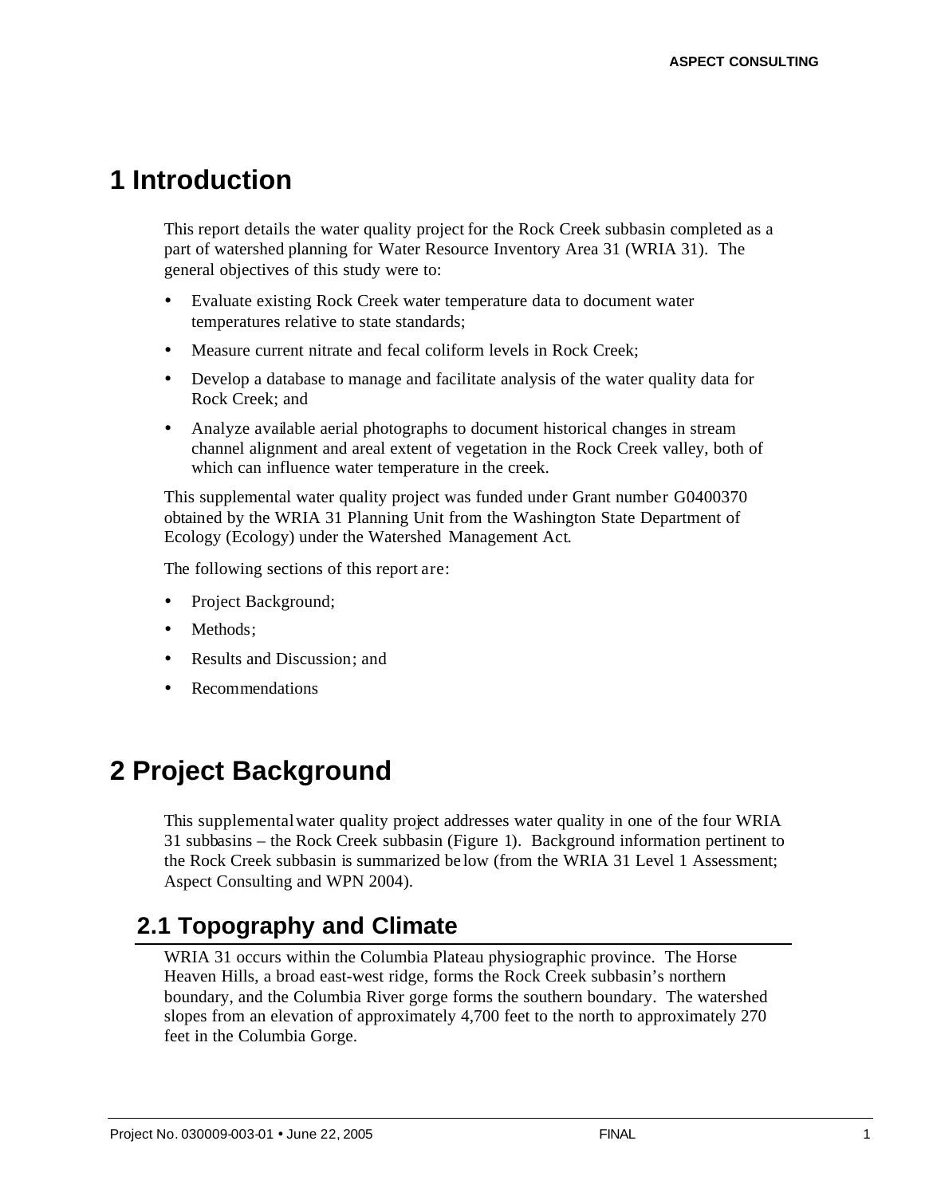# 1 Introduction

This report details the water quality project for the Rock Creek subbasin completed as a part of watershed planning for Water Resource Inventory Area 31 (WRIA 31). The general objectives of this study were to:

- Evaluate existing Rock Creek water temperature data to document water temperatures relative to state standards;
- Measure current nitrate and fecal coliform levels in Rock Creek;
- Develop a database to manage and facilitate analysis of the water quality data for Rock Creek; and
- Analyze available aerial photographs to document historical changes in stream channel alignment and areal extent of vegetation in the Rock Creek valley, both of which can influence water temperature in the creek.

This supplemental water quality project was funded under Grant number G0400370 obtained by the WRIA 31 Planning Unit from the Washington State Department of Ecology (Ecology) under the Watershed Management Act.

The following sections of this report are:

- Project Background;
- Methods;
- Results and Discussion; and
- Recommendations

# 2 Project Background

This supplemental water quality project addresses water quality in one of the four WRIA 31 subbasins – the Rock Creek subbasin (Figure 1). Background information pertinent to the Rock Creek subbasin is summarized below (from the WRIA 31 Level 1 Assessment; Aspect Consulting and WPN 2004).

## 2.1 Topography and Climate

WRIA 31 occurs within the Columbia Plateau physiographic province. The Horse Heaven Hills, a broad east-west ridge, forms the Rock Creek subbasin's northern boundary, and the Columbia River gorge forms the southern boundary. The watershed slopes from an elevation of approximately 4,700 feet to the north to approximately 270 feet in the Columbia Gorge.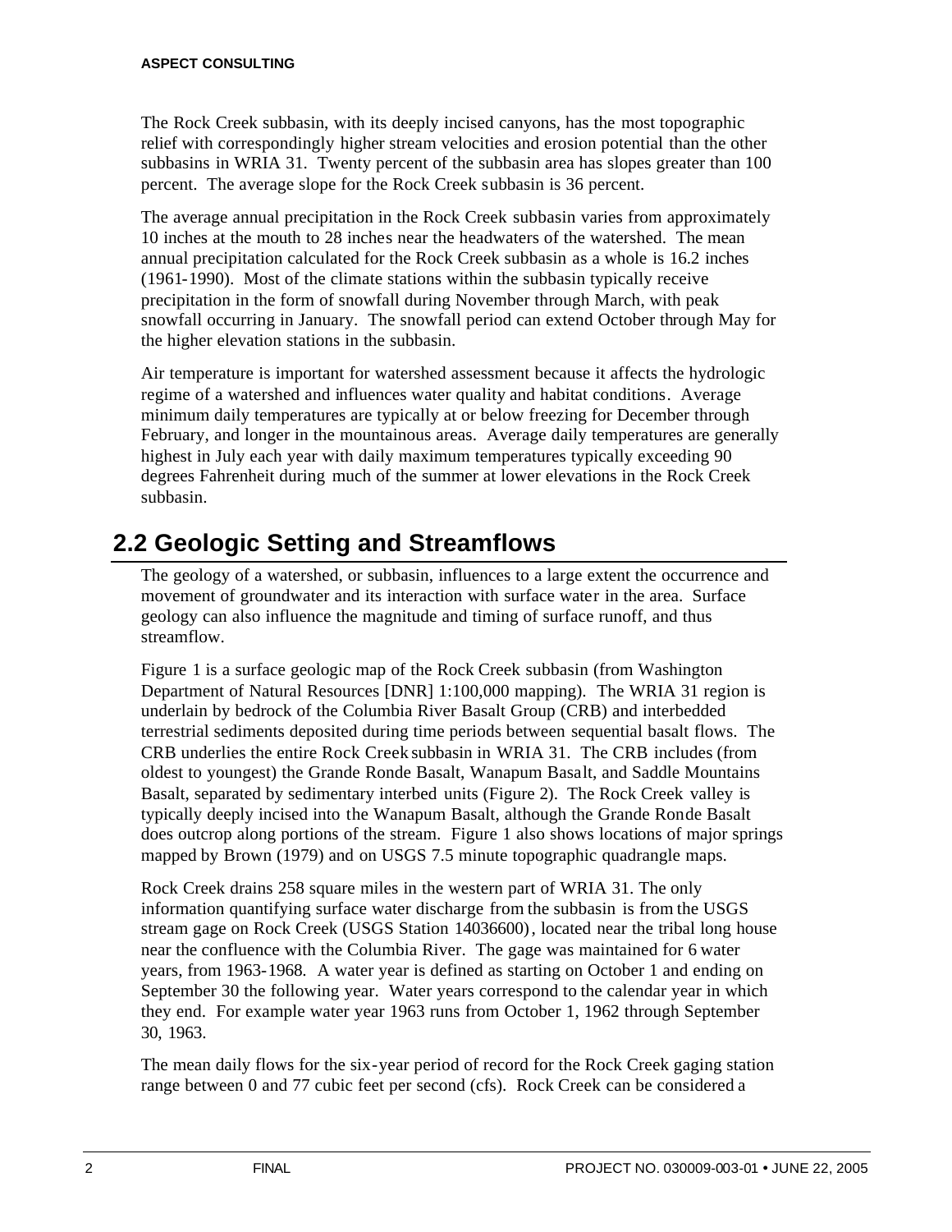The Rock Creek subbasin, with its deeply incised canyons, has the most topographic relief with correspondingly higher stream velocities and erosion potential than the other subbasins in WRIA 31. Twenty percent of the subbasin area has slopes greater than 100 percent. The average slope for the Rock Creek subbasin is 36 percent.

The average annual precipitation in the Rock Creek subbasin varies from approximately 10 inches at the mouth to 28 inches near the headwaters of the watershed. The mean annual precipitation calculated for the Rock Creek subbasin as a whole is 16.2 inches (1961-1990). Most of the climate stations within the subbasin typically receive precipitation in the form of snowfall during November through March, with peak snowfall occurring in January. The snowfall period can extend October through May for the higher elevation stations in the subbasin.

Air temperature is important for watershed assessment because it affects the hydrologic regime of a watershed and influences water quality and habitat conditions. Average minimum daily temperatures are typically at or below freezing for December through February, and longer in the mountainous areas. Average daily temperatures are generally highest in July each year with daily maximum temperatures typically exceeding 90 degrees Fahrenheit during much of the summer at lower elevations in the Rock Creek subbasin.

## 2.2 Geologic Setting and Streamflows

The geology of a watershed, or subbasin, influences to a large extent the occurrence and movement of groundwater and its interaction with surface water in the area. Surface geology can also influence the magnitude and timing of surface runoff, and thus streamflow.

Figure 1 is a surface geologic map of the Rock Creek subbasin (from Washington Department of Natural Resources [DNR] 1:100,000 mapping). The WRIA 31 region is underlain by bedrock of the Columbia River Basalt Group (CRB) and interbedded terrestrial sediments deposited during time periods between sequential basalt flows. The CRB underlies the entire Rock Creek subbasin in WRIA 31. The CRB includes (from oldest to youngest) the Grande Ronde Basalt, Wanapum Basalt, and Saddle Mountains Basalt, separated by sedimentary interbed units (Figure 2). The Rock Creek valley is typically deeply incised into the Wanapum Basalt, although the Grande Ronde Basalt does outcrop along portions of the stream. Figure 1 also shows locations of major springs mapped by Brown (1979) and on USGS 7.5 minute topographic quadrangle maps.

Rock Creek drains 258 square miles in the western part of WRIA 31. The only information quantifying surface water discharge from the subbasin is from the USGS stream gage on Rock Creek (USGS Station 14036600), located near the tribal long house near the confluence with the Columbia River. The gage was maintained for 6 water years, from 1963-1968. A water year is defined as starting on October 1 and ending on September 30 the following year. Water years correspond to the calendar year in which they end. For example water year 1963 runs from October 1, 1962 through September 30, 1963.

The mean daily flows for the six-year period of record for the Rock Creek gaging station range between 0 and 77 cubic feet per second (cfs). Rock Creek can be considered a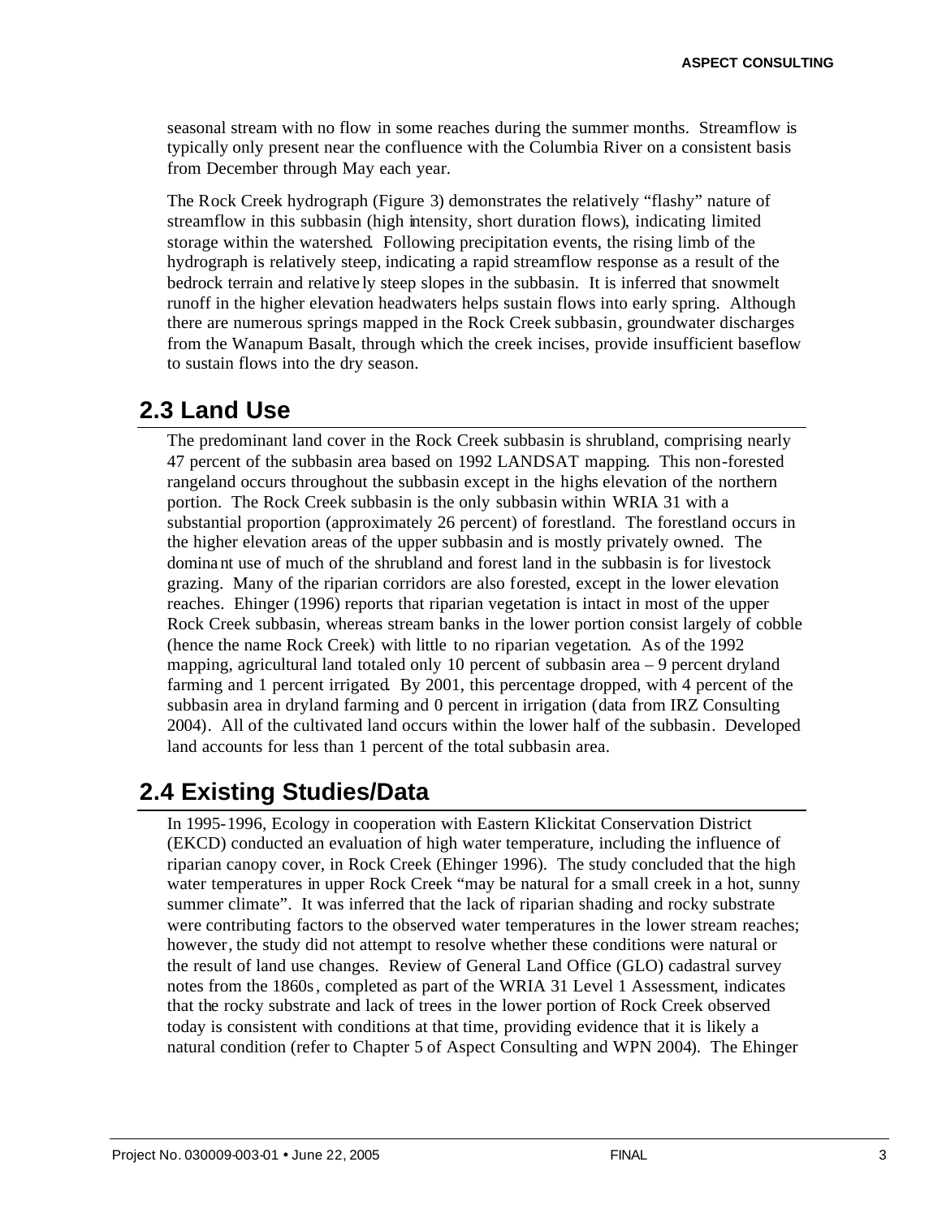seasonal stream with no flow in some reaches during the summer months. Streamflow is typically only present near the confluence with the Columbia River on a consistent basis from December through May each year.

The Rock Creek hydrograph (Figure 3) demonstrates the relatively "flashy" nature of streamflow in this subbasin (high intensity, short duration flows), indicating limited storage within the watershed. Following precipitation events, the rising limb of the hydrograph is relatively steep, indicating a rapid streamflow response as a result of the bedrock terrain and relatively steep slopes in the subbasin. It is inferred that snowmelt runoff in the higher elevation headwaters helps sustain flows into early spring. Although there are numerous springs mapped in the Rock Creek subbasin, groundwater discharges from the Wanapum Basalt, through which the creek incises, provide insufficient baseflow to sustain flows into the dry season.

## 2.3 Land Use

The predominant land cover in the Rock Creek subbasin is shrubland, comprising nearly 47 percent of the subbasin area based on 1992 LANDSAT mapping. This non-forested rangeland occurs throughout the subbasin except in the highs elevation of the northern portion. The Rock Creek subbasin is the only subbasin within WRIA 31 with a substantial proportion (approximately 26 percent) of forestland. The forestland occurs in the higher elevation areas of the upper subbasin and is mostly privately owned. The dominant use of much of the shrubland and forest land in the subbasin is for livestock grazing. Many of the riparian corridors are also forested, except in the lower elevation reaches. Ehinger (1996) reports that riparian vegetation is intact in most of the upper Rock Creek subbasin, whereas stream banks in the lower portion consist largely of cobble (hence the name Rock Creek) with little to no riparian vegetation. As of the 1992 mapping, agricultural land totaled only 10 percent of subbasin area – 9 percent dryland farming and 1 percent irrigated. By 2001, this percentage dropped, with 4 percent of the subbasin area in dryland farming and 0 percent in irrigation (data from IRZ Consulting 2004). All of the cultivated land occurs within the lower half of the subbasin. Developed land accounts for less than 1 percent of the total subbasin area.

## 2.4 Existing Studies/Data

In 1995-1996, Ecology in cooperation with Eastern Klickitat Conservation District (EKCD) conducted an evaluation of high water temperature, including the influence of riparian canopy cover, in Rock Creek (Ehinger 1996). The study concluded that the high water temperatures in upper Rock Creek "may be natural for a small creek in a hot, sunny summer climate". It was inferred that the lack of riparian shading and rocky substrate were contributing factors to the observed water temperatures in the lower stream reaches; however, the study did not attempt to resolve whether these conditions were natural or the result of land use changes. Review of General Land Office (GLO) cadastral survey notes from the 1860s, completed as part of the WRIA 31 Level 1 Assessment, indicates that the rocky substrate and lack of trees in the lower portion of Rock Creek observed today is consistent with conditions at that time, providing evidence that it is likely a natural condition (refer to Chapter 5 of Aspect Consulting and WPN 2004). The Ehinger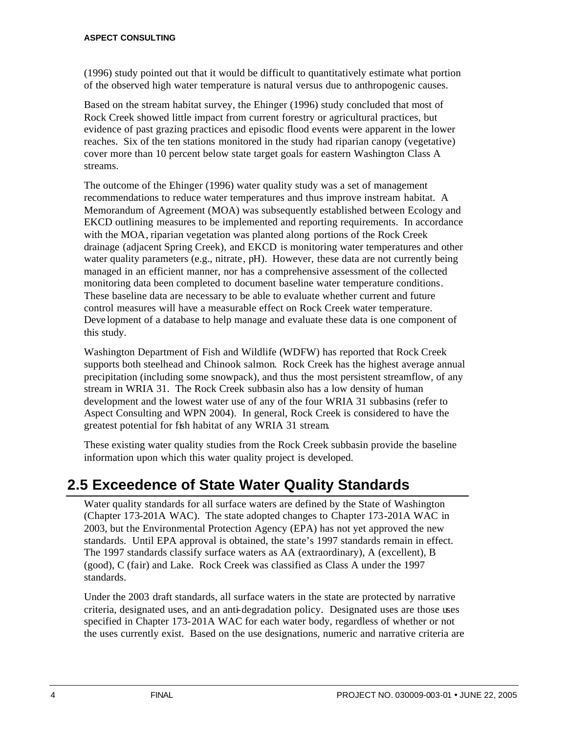(1996) study pointed out that it would be difficult to quantitatively estimate what portion of the observed high water temperature is natural versus due to anthropogenic causes.

Based on the stream habitat survey, the Ehinger (1996) study concluded that most of Rock Creek showed little impact from current forestry or agricultural practices, but evidence of past grazing practices and episodic flood events were apparent in the lower reaches. Six of the ten stations monitored in the study had riparian canopy (vegetative) cover more than 10 percent below state target goals for eastern Washington Class A streams.

The outcome of the Ehinger (1996) water quality study was a set of management recommendations to reduce water temperatures and thus improve instream habitat. A Memorandum of Agreement (MOA) was subsequently established between Ecology and EKCD outlining measures to be implemented and reporting requirements. In accordance with the MOA, riparian vegetation was planted along portions of the Rock Creek drainage (adjacent Spring Creek), and EKCD is monitoring water temperatures and other water quality parameters (e.g., nitrate, pH). However, these data are not currently being managed in an efficient manner, nor has a comprehensive assessment of the collected monitoring data been completed to document baseline water temperature conditions. These baseline data are necessary to be able to evaluate whether current and future control measures will have a measurable effect on Rock Creek water temperature. Development of a database to help manage and evaluate these data is one component of this study.

Washington Department of Fish and Wildlife (WDFW) has reported that Rock Creek supports both steelhead and Chinook salmon. Rock Creek has the highest average annual precipitation (including some snowpack), and thus the most persistent streamflow, of any stream in WRIA 31. The Rock Creek subbasin also has a low density of human development and the lowest water use of any of the four WRIA 31 subbasins (refer to Aspect Consulting and WPN 2004). In general, Rock Creek is considered to have the greatest potential for fish habitat of any WRIA 31 stream.

These existing water quality studies from the Rock Creek subbasin provide the baseline information upon which this water quality project is developed.

## 2.5 Exceedence of State Water Quality Standards

Water quality standards for all surface waters are defined by the State of Washington (Chapter 173-201A WAC). The state adopted changes to Chapter 173-201A WAC in 2003, but the Environmental Protection Agency (EPA) has not yet approved the new standards. Until EPA approval is obtained, the state's 1997 standards remain in effect. The 1997 standards classify surface waters as AA (extraordinary), A (excellent), B (good), C (fair) and Lake. Rock Creek was classified as Class A under the 1997 standards.

Under the 2003 draft standards, all surface waters in the state are protected by narrative criteria, designated uses, and an anti-degradation policy. Designated uses are those uses specified in Chapter 173-201A WAC for each water body, regardless of whether or not the uses currently exist. Based on the use designations, numeric and narrative criteria are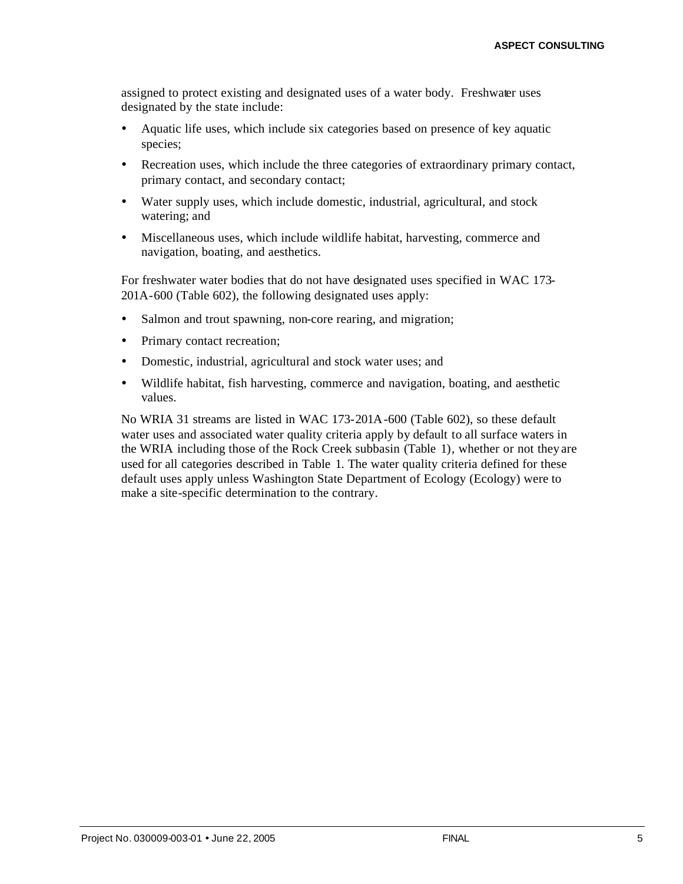assigned to protect existing and designated uses of a water body. Freshwater uses designated by the state include:

- Aquatic life uses, which include six categories based on presence of key aquatic species;
- Recreation uses, which include the three categories of extraordinary primary contact, primary contact, and secondary contact;
- Water supply uses, which include domestic, industrial, agricultural, and stock watering; and
- Miscellaneous uses, which include wildlife habitat, harvesting, commerce and navigation, boating, and aesthetics.

For freshwater water bodies that do not have designated uses specified in WAC 173-201A-600 (Table 602), the following designated uses apply:

- Salmon and trout spawning, non-core rearing, and migration;
- Primary contact recreation;
- Domestic, industrial, agricultural and stock water uses; and
- Wildlife habitat, fish harvesting, commerce and navigation, boating, and aesthetic values.

No WRIA 31 streams are listed in WAC 173-201A-600 (Table 602), so these default water uses and associated water quality criteria apply by default to all surface waters in the WRIA including those of the Rock Creek subbasin (Table 1), whether or not they are used for all categories described in Table 1. The water quality criteria defined for these default uses apply unless Washington State Department of Ecology (Ecology) were to make a site-specific determination to the contrary.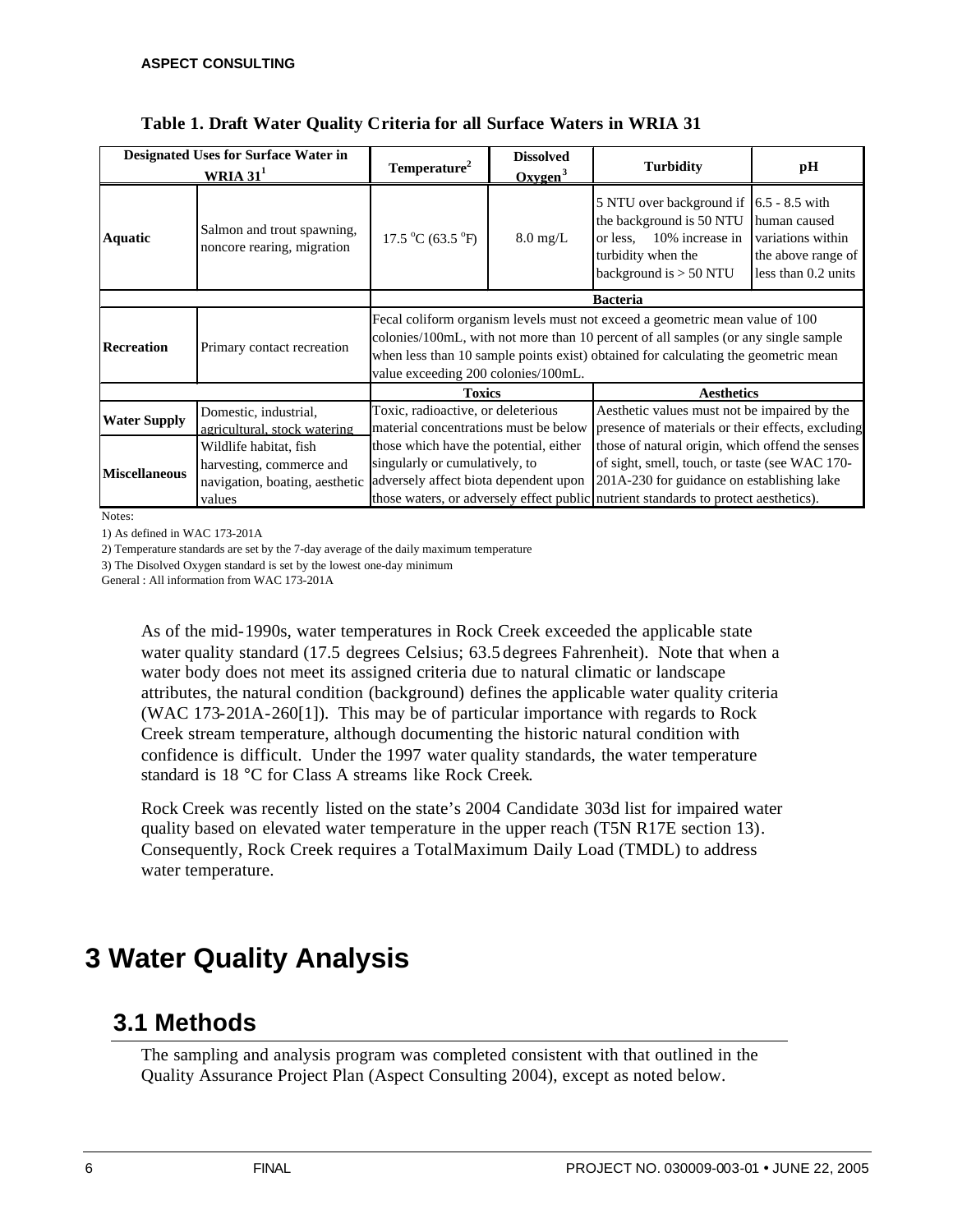**Table 1. Draft Water Quality Criteria for all Surface Waters in WRIA 31**

| Designated Uses for Surface Water in WRIA 31[1] | | Temperature[2] | Dissolved Oxygen[3] | Turbidity | pH |
|---|---|---|---|---|---|
| **Aquatic** | Salmon and trout spawning, noncore rearing, migration | 17.5 °C (63.5 °F) | 8.0 mg/L | 5 NTU over background if the background is 50 NTU or less, 10% increase in turbidity when the background is > 50 NTU | 6.5 - 8.5 with human caused variations within the above range of less than 0.2 units |
| | | **Bacteria** | | | |
| **Recreation** | Primary contact recreation | Fecal coliform organism levels must not exceed a geometric mean value of 100 colonies/100mL, with not more than 10 percent of all samples (or any single sample when less than 10 sample points exist) obtained for calculating the geometric mean value exceeding 200 colonies/100mL. | | | |
| | | **Toxics** | | **Aesthetics** | |
| **Water Supply** | Domestic, industrial, agricultural, stock watering | Toxic, radioactive, or deleterious material concentrations must be below those which have the potential, either singularly or cumulatively, to adversely affect biota dependent upon those waters, or adversely effect public | | Aesthetic values must not be impaired by the presence of materials or their effects, excluding those of natural origin, which offend the senses of sight, smell, touch, or taste (see WAC 170-201A-230 for guidance on establishing lake nutrient standards to protect aesthetics). | |
| **Miscellaneous** | Wildlife habitat, fish harvesting, commerce and navigation, boating, aesthetic values | | | | |

Notes:

1) As defined in WAC 173-201A

2) Temperature standards are set by the 7-day average of the daily maximum temperature

3) The Disolved Oxygen standard is set by the lowest one-day minimum

General : All information from WAC 173-201A

As of the mid-1990s, water temperatures in Rock Creek exceeded the applicable state water quality standard (17.5 degrees Celsius; 63.5 degrees Fahrenheit). Note that when a water body does not meet its assigned criteria due to natural climatic or landscape attributes, the natural condition (background) defines the applicable water quality criteria (WAC 173-201A-260[1]). This may be of particular importance with regards to Rock Creek stream temperature, although documenting the historic natural condition with confidence is difficult. Under the 1997 water quality standards, the water temperature standard is 18 °C for Class A streams like Rock Creek.

Rock Creek was recently listed on the state's 2004 Candidate 303d list for impaired water quality based on elevated water temperature in the upper reach (T5N R17E section 13). Consequently, Rock Creek requires a Total Maximum Daily Load (TMDL) to address water temperature.

# 3 Water Quality Analysis

## 3.1 Methods

The sampling and analysis program was completed consistent with that outlined in the Quality Assurance Project Plan (Aspect Consulting 2004), except as noted below.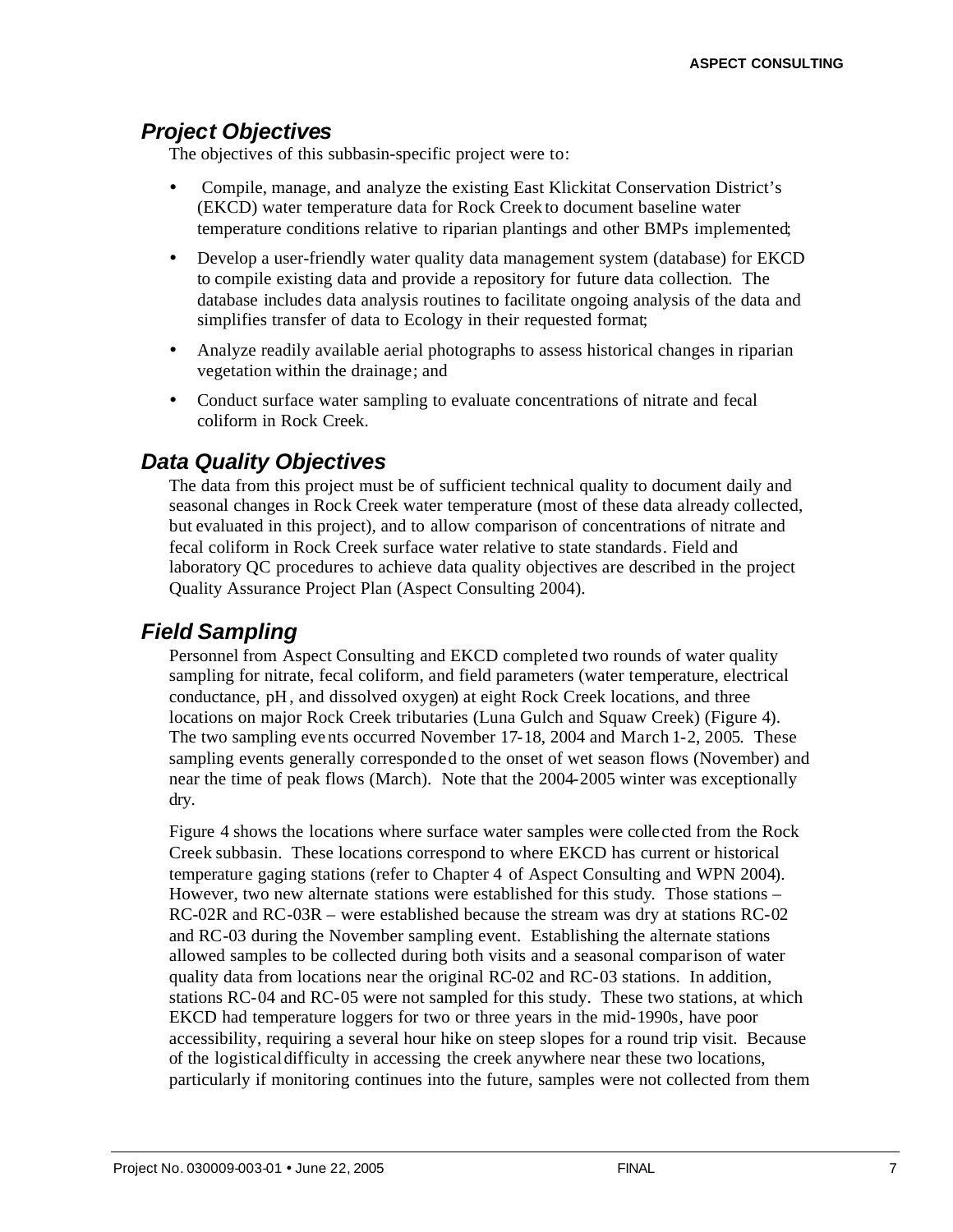## *Project Objectives*

The objectives of this subbasin-specific project were to:

- Compile, manage, and analyze the existing East Klickitat Conservation District's (EKCD) water temperature data for Rock Creek to document baseline water temperature conditions relative to riparian plantings and other BMPs implemented;
- Develop a user-friendly water quality data management system (database) for EKCD to compile existing data and provide a repository for future data collection. The database includes data analysis routines to facilitate ongoing analysis of the data and simplifies transfer of data to Ecology in their requested format;
- Analyze readily available aerial photographs to assess historical changes in riparian vegetation within the drainage; and
- Conduct surface water sampling to evaluate concentrations of nitrate and fecal coliform in Rock Creek.

## *Data Quality Objectives*

The data from this project must be of sufficient technical quality to document daily and seasonal changes in Rock Creek water temperature (most of these data already collected, but evaluated in this project), and to allow comparison of concentrations of nitrate and fecal coliform in Rock Creek surface water relative to state standards. Field and laboratory QC procedures to achieve data quality objectives are described in the project Quality Assurance Project Plan (Aspect Consulting 2004).

## *Field Sampling*

Personnel from Aspect Consulting and EKCD completed two rounds of water quality sampling for nitrate, fecal coliform, and field parameters (water temperature, electrical conductance, pH, and dissolved oxygen) at eight Rock Creek locations, and three locations on major Rock Creek tributaries (Luna Gulch and Squaw Creek) (Figure 4). The two sampling events occurred November 17-18, 2004 and March 1-2, 2005. These sampling events generally corresponded to the onset of wet season flows (November) and near the time of peak flows (March). Note that the 2004-2005 winter was exceptionally dry.

Figure 4 shows the locations where surface water samples were collected from the Rock Creek subbasin. These locations correspond to where EKCD has current or historical temperature gaging stations (refer to Chapter 4 of Aspect Consulting and WPN 2004). However, two new alternate stations were established for this study. Those stations – RC-02R and RC-03R – were established because the stream was dry at stations RC-02 and RC-03 during the November sampling event. Establishing the alternate stations allowed samples to be collected during both visits and a seasonal comparison of water quality data from locations near the original RC-02 and RC-03 stations. In addition, stations RC-04 and RC-05 were not sampled for this study. These two stations, at which EKCD had temperature loggers for two or three years in the mid-1990s, have poor accessibility, requiring a several hour hike on steep slopes for a round trip visit. Because of the logistical difficulty in accessing the creek anywhere near these two locations, particularly if monitoring continues into the future, samples were not collected from them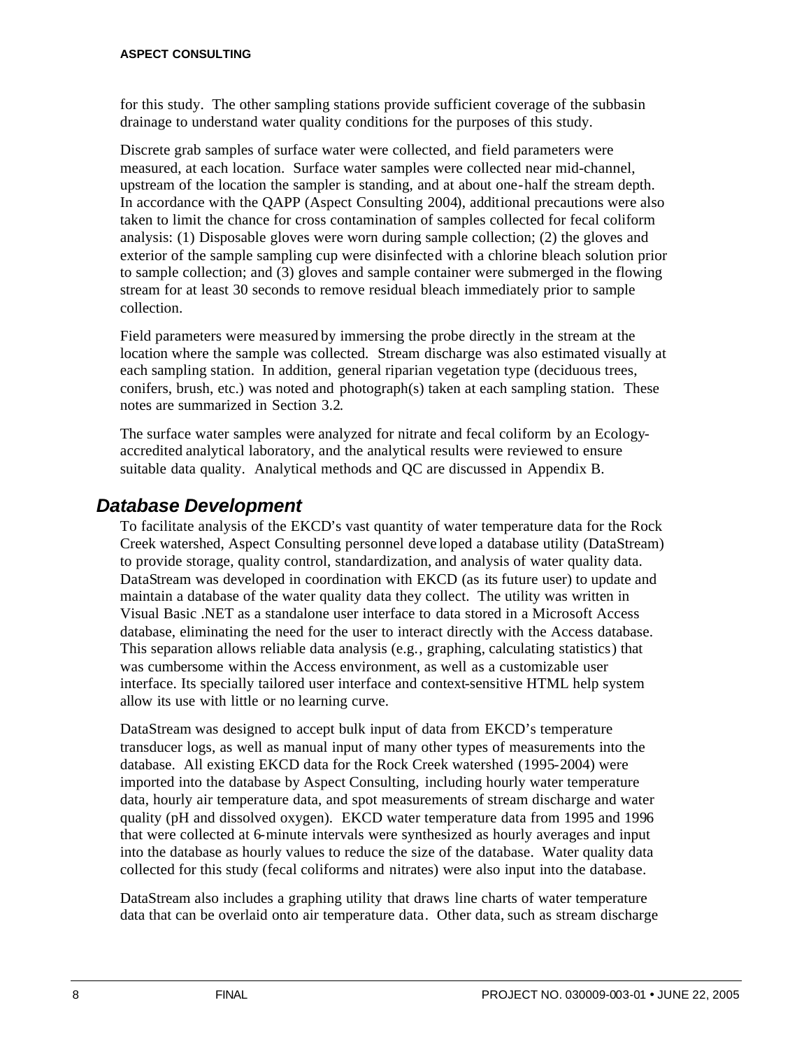for this study. The other sampling stations provide sufficient coverage of the subbasin drainage to understand water quality conditions for the purposes of this study.

Discrete grab samples of surface water were collected, and field parameters were measured, at each location. Surface water samples were collected near mid-channel, upstream of the location the sampler is standing, and at about one-half the stream depth. In accordance with the QAPP (Aspect Consulting 2004), additional precautions were also taken to limit the chance for cross contamination of samples collected for fecal coliform analysis: (1) Disposable gloves were worn during sample collection; (2) the gloves and exterior of the sample sampling cup were disinfected with a chlorine bleach solution prior to sample collection; and (3) gloves and sample container were submerged in the flowing stream for at least 30 seconds to remove residual bleach immediately prior to sample collection.

Field parameters were measured by immersing the probe directly in the stream at the location where the sample was collected. Stream discharge was also estimated visually at each sampling station. In addition, general riparian vegetation type (deciduous trees, conifers, brush, etc.) was noted and photograph(s) taken at each sampling station. These notes are summarized in Section 3.2.

The surface water samples were analyzed for nitrate and fecal coliform by an Ecology-accredited analytical laboratory, and the analytical results were reviewed to ensure suitable data quality. Analytical methods and QC are discussed in Appendix B.

## *Database Development*

To facilitate analysis of the EKCD's vast quantity of water temperature data for the Rock Creek watershed, Aspect Consulting personnel developed a database utility (DataStream) to provide storage, quality control, standardization, and analysis of water quality data. DataStream was developed in coordination with EKCD (as its future user) to update and maintain a database of the water quality data they collect. The utility was written in Visual Basic .NET as a standalone user interface to data stored in a Microsoft Access database, eliminating the need for the user to interact directly with the Access database. This separation allows reliable data analysis (e.g., graphing, calculating statistics) that was cumbersome within the Access environment, as well as a customizable user interface. Its specially tailored user interface and context-sensitive HTML help system allow its use with little or no learning curve.

DataStream was designed to accept bulk input of data from EKCD's temperature transducer logs, as well as manual input of many other types of measurements into the database. All existing EKCD data for the Rock Creek watershed (1995-2004) were imported into the database by Aspect Consulting, including hourly water temperature data, hourly air temperature data, and spot measurements of stream discharge and water quality (pH and dissolved oxygen). EKCD water temperature data from 1995 and 1996 that were collected at 6-minute intervals were synthesized as hourly averages and input into the database as hourly values to reduce the size of the database. Water quality data collected for this study (fecal coliforms and nitrates) were also input into the database.

DataStream also includes a graphing utility that draws line charts of water temperature data that can be overlaid onto air temperature data. Other data, such as stream discharge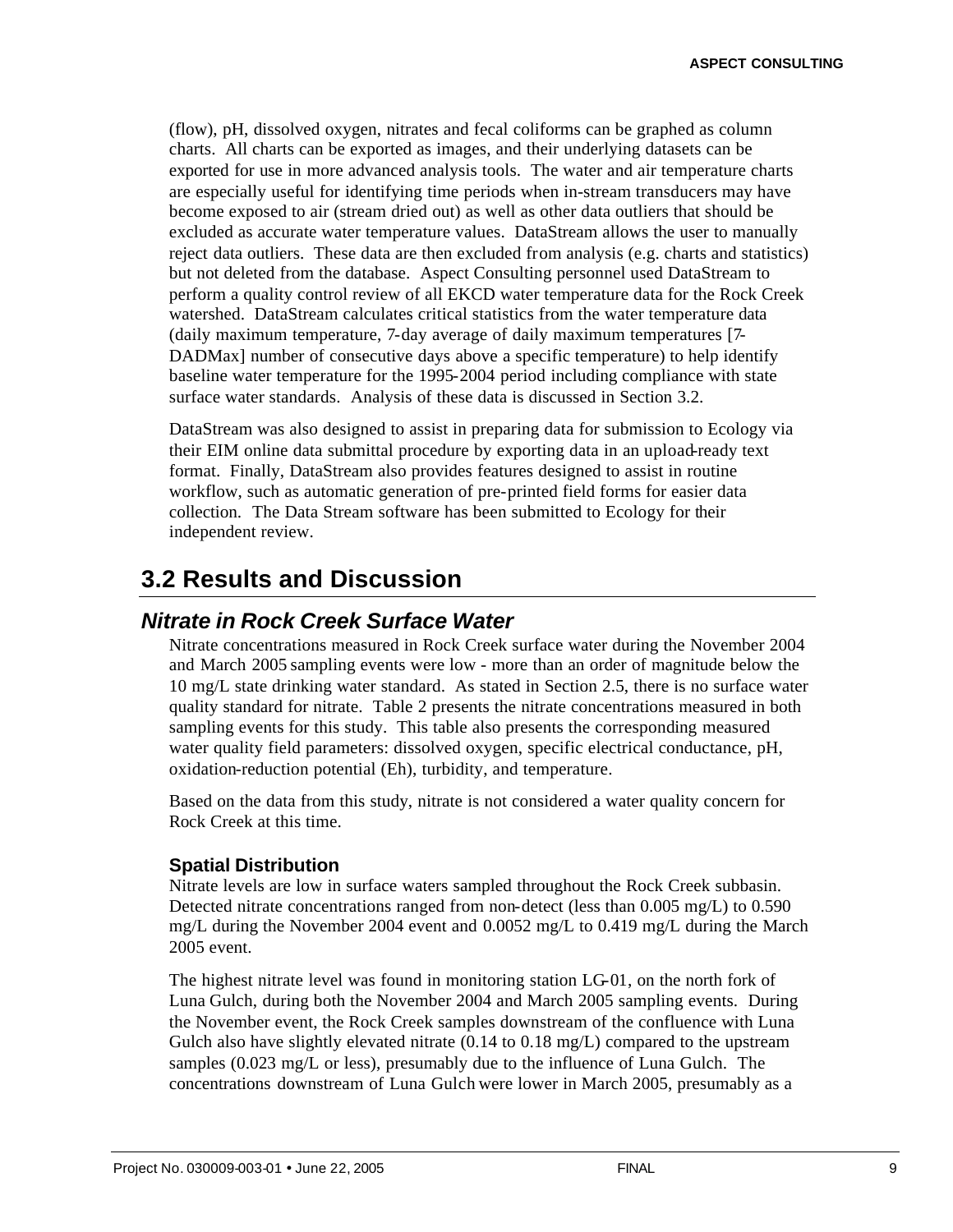(flow), pH, dissolved oxygen, nitrates and fecal coliforms can be graphed as column charts. All charts can be exported as images, and their underlying datasets can be exported for use in more advanced analysis tools. The water and air temperature charts are especially useful for identifying time periods when in-stream transducers may have become exposed to air (stream dried out) as well as other data outliers that should be excluded as accurate water temperature values. DataStream allows the user to manually reject data outliers. These data are then excluded from analysis (e.g. charts and statistics) but not deleted from the database. Aspect Consulting personnel used DataStream to perform a quality control review of all EKCD water temperature data for the Rock Creek watershed. DataStream calculates critical statistics from the water temperature data (daily maximum temperature, 7-day average of daily maximum temperatures [7-DADMax] number of consecutive days above a specific temperature) to help identify baseline water temperature for the 1995-2004 period including compliance with state surface water standards. Analysis of these data is discussed in Section 3.2.

DataStream was also designed to assist in preparing data for submission to Ecology via their EIM online data submittal procedure by exporting data in an upload-ready text format. Finally, DataStream also provides features designed to assist in routine workflow, such as automatic generation of pre-printed field forms for easier data collection. The Data Stream software has been submitted to Ecology for their independent review.

# 3.2 Results and Discussion

## *Nitrate in Rock Creek Surface Water*

Nitrate concentrations measured in Rock Creek surface water during the November 2004 and March 2005 sampling events were low - more than an order of magnitude below the 10 mg/L state drinking water standard. As stated in Section 2.5, there is no surface water quality standard for nitrate. Table 2 presents the nitrate concentrations measured in both sampling events for this study. This table also presents the corresponding measured water quality field parameters: dissolved oxygen, specific electrical conductance, pH, oxidation-reduction potential (Eh), turbidity, and temperature.

Based on the data from this study, nitrate is not considered a water quality concern for Rock Creek at this time.

### Spatial Distribution

Nitrate levels are low in surface waters sampled throughout the Rock Creek subbasin. Detected nitrate concentrations ranged from non-detect (less than 0.005 mg/L) to 0.590 mg/L during the November 2004 event and 0.0052 mg/L to 0.419 mg/L during the March 2005 event.

The highest nitrate level was found in monitoring station LG-01, on the north fork of Luna Gulch, during both the November 2004 and March 2005 sampling events. During the November event, the Rock Creek samples downstream of the confluence with Luna Gulch also have slightly elevated nitrate (0.14 to 0.18 mg/L) compared to the upstream samples (0.023 mg/L or less), presumably due to the influence of Luna Gulch. The concentrations downstream of Luna Gulch were lower in March 2005, presumably as a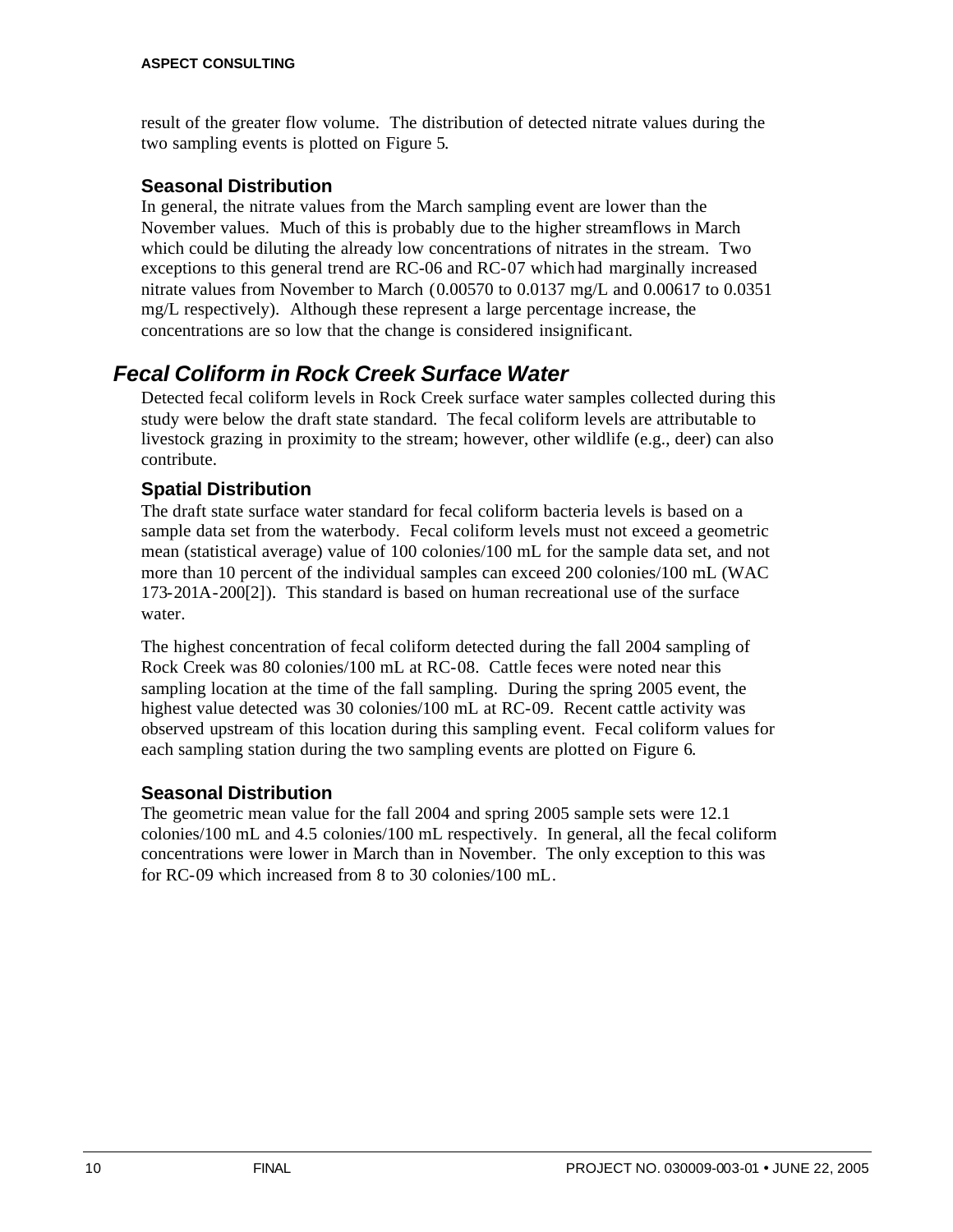result of the greater flow volume. The distribution of detected nitrate values during the two sampling events is plotted on Figure 5.

### Seasonal Distribution

In general, the nitrate values from the March sampling event are lower than the November values. Much of this is probably due to the higher streamflows in March which could be diluting the already low concentrations of nitrates in the stream. Two exceptions to this general trend are RC-06 and RC-07 which had marginally increased nitrate values from November to March (0.00570 to 0.0137 mg/L and 0.00617 to 0.0351 mg/L respectively). Although these represent a large percentage increase, the concentrations are so low that the change is considered insignificant.

## *Fecal Coliform in Rock Creek Surface Water*

Detected fecal coliform levels in Rock Creek surface water samples collected during this study were below the draft state standard. The fecal coliform levels are attributable to livestock grazing in proximity to the stream; however, other wildlife (e.g., deer) can also contribute.

### Spatial Distribution

The draft state surface water standard for fecal coliform bacteria levels is based on a sample data set from the waterbody. Fecal coliform levels must not exceed a geometric mean (statistical average) value of 100 colonies/100 mL for the sample data set, and not more than 10 percent of the individual samples can exceed 200 colonies/100 mL (WAC 173-201A-200[2]). This standard is based on human recreational use of the surface water.

The highest concentration of fecal coliform detected during the fall 2004 sampling of Rock Creek was 80 colonies/100 mL at RC-08. Cattle feces were noted near this sampling location at the time of the fall sampling. During the spring 2005 event, the highest value detected was 30 colonies/100 mL at RC-09. Recent cattle activity was observed upstream of this location during this sampling event. Fecal coliform values for each sampling station during the two sampling events are plotted on Figure 6.

### Seasonal Distribution

The geometric mean value for the fall 2004 and spring 2005 sample sets were 12.1 colonies/100 mL and 4.5 colonies/100 mL respectively. In general, all the fecal coliform concentrations were lower in March than in November. The only exception to this was for RC-09 which increased from 8 to 30 colonies/100 mL.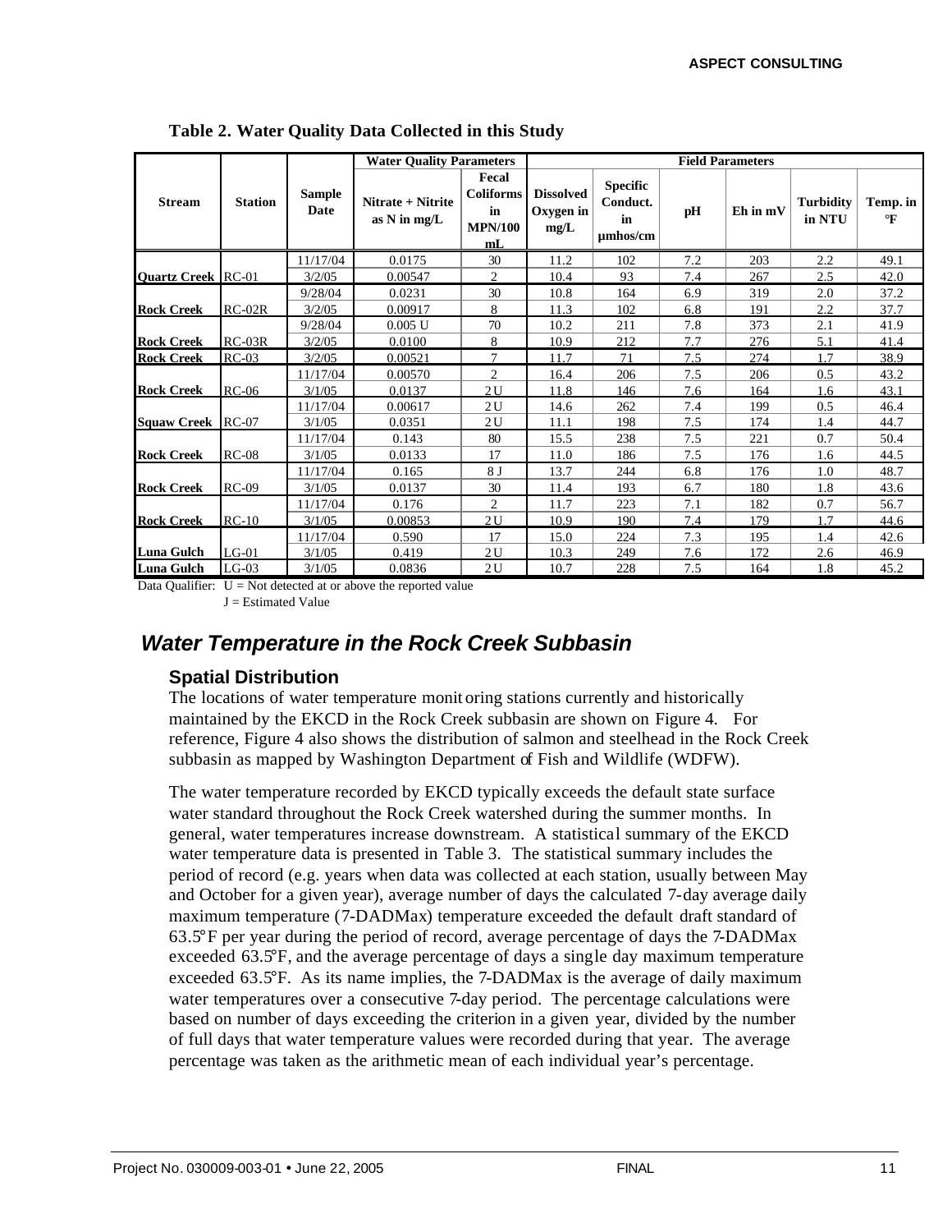**Table 2. Water Quality Data Collected in this Study**

| Stream | Station | Sample Date | Water Quality Parameters | | Field Parameters | | | | | |
|---|---|---|---|---|---|---|---|---|---|---|
| | | | Nitrate + Nitrite as N in mg/L | Fecal Coliforms in MPN/100 mL | Dissolved Oxygen in mg/L | Specific Conduct. in µmhos/cm | pH | Eh in mV | Turbidity in NTU | Temp. in °F |
| Quartz Creek | RC-01 | 11/17/04 | 0.0175 | 30 | 11.2 | 102 | 7.2 | 203 | 2.2 | 49.1 |
| | | 3/2/05 | 0.00547 | 2 | 10.4 | 93 | 7.4 | 267 | 2.5 | 42.0 |
| Rock Creek | RC-02R | 9/28/04 | 0.0231 | 30 | 10.8 | 164 | 6.9 | 319 | 2.0 | 37.2 |
| | | 3/2/05 | 0.00917 | 8 | 11.3 | 102 | 6.8 | 191 | 2.2 | 37.7 |
| Rock Creek | RC-03R | 9/28/04 | 0.005 U | 70 | 10.2 | 211 | 7.8 | 373 | 2.1 | 41.9 |
| | | 3/2/05 | 0.0100 | 8 | 10.9 | 212 | 7.7 | 276 | 5.1 | 41.4 |
| Rock Creek | RC-03 | 3/2/05 | 0.00521 | 7 | 11.7 | 71 | 7.5 | 274 | 1.7 | 38.9 |
| Rock Creek | RC-06 | 11/17/04 | 0.00570 | 2 | 16.4 | 206 | 7.5 | 206 | 0.5 | 43.2 |
| | | 3/1/05 | 0.0137 | 2 U | 11.8 | 146 | 7.6 | 164 | 1.6 | 43.1 |
| Squaw Creek | RC-07 | 11/17/04 | 0.00617 | 2 U | 14.6 | 262 | 7.4 | 199 | 0.5 | 46.4 |
| | | 3/1/05 | 0.0351 | 2 U | 11.1 | 198 | 7.5 | 174 | 1.4 | 44.7 |
| Rock Creek | RC-08 | 11/17/04 | 0.143 | 80 | 15.5 | 238 | 7.5 | 221 | 0.7 | 50.4 |
| | | 3/1/05 | 0.0133 | 17 | 11.0 | 186 | 7.5 | 176 | 1.6 | 44.5 |
| Rock Creek | RC-09 | 11/17/04 | 0.165 | 8 J | 13.7 | 244 | 6.8 | 176 | 1.0 | 48.7 |
| | | 3/1/05 | 0.0137 | 30 | 11.4 | 193 | 6.7 | 180 | 1.8 | 43.6 |
| Rock Creek | RC-10 | 11/17/04 | 0.176 | 2 | 11.7 | 223 | 7.1 | 182 | 0.7 | 56.7 |
| | | 3/1/05 | 0.00853 | 2 U | 10.9 | 190 | 7.4 | 179 | 1.7 | 44.6 |
| Luna Gulch | LG-01 | 11/17/04 | 0.590 | 17 | 15.0 | 224 | 7.3 | 195 | 1.4 | 42.6 |
| | | 3/1/05 | 0.419 | 2 U | 10.3 | 249 | 7.6 | 172 | 2.6 | 46.9 |
| Luna Gulch | LG-03 | 3/1/05 | 0.0836 | 2 U | 10.7 | 228 | 7.5 | 164 | 1.8 | 45.2 |

Data Qualifier: U = Not detected at or above the reported value
J = Estimated Value

## *Water Temperature in the Rock Creek Subbasin*

### Spatial Distribution

The locations of water temperature monitoring stations currently and historically maintained by the EKCD in the Rock Creek subbasin are shown on Figure 4. For reference, Figure 4 also shows the distribution of salmon and steelhead in the Rock Creek subbasin as mapped by Washington Department of Fish and Wildlife (WDFW).

The water temperature recorded by EKCD typically exceeds the default state surface water standard throughout the Rock Creek watershed during the summer months. In general, water temperatures increase downstream. A statistical summary of the EKCD water temperature data is presented in Table 3. The statistical summary includes the period of record (e.g. years when data was collected at each station, usually between May and October for a given year), average number of days the calculated 7-day average daily maximum temperature (7-DADMax) temperature exceeded the default draft standard of 63.5°F per year during the period of record, average percentage of days the 7-DADMax exceeded 63.5°F, and the average percentage of days a single day maximum temperature exceeded 63.5°F. As its name implies, the 7-DADMax is the average of daily maximum water temperatures over a consecutive 7-day period. The percentage calculations were based on number of days exceeding the criterion in a given year, divided by the number of full days that water temperature values were recorded during that year. The average percentage was taken as the arithmetic mean of each individual year's percentage.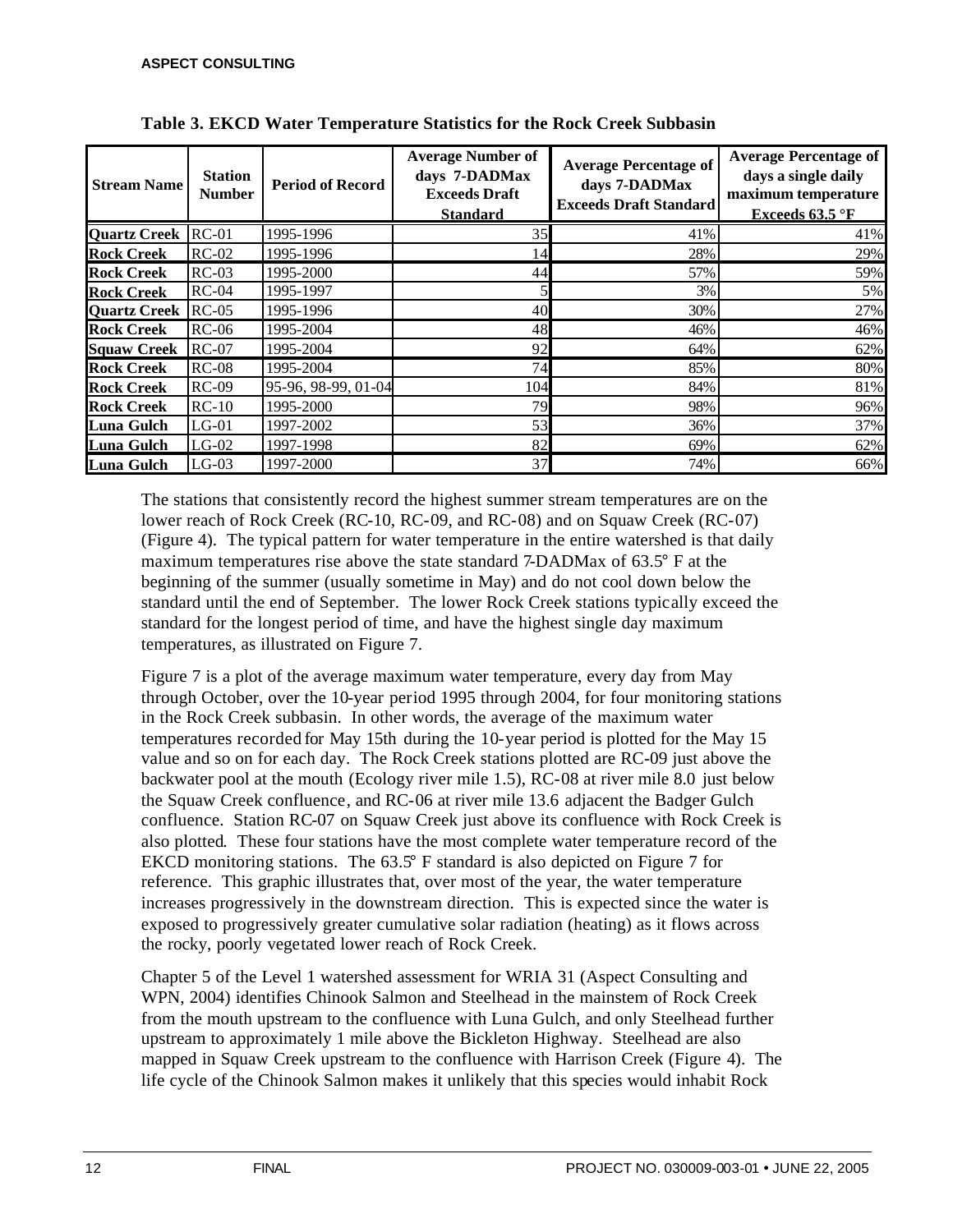**Table 3. EKCD Water Temperature Statistics for the Rock Creek Subbasin**

| Stream Name | Station Number | Period of Record | Average Number of days 7-DADMax Exceeds Draft Standard | Average Percentage of days 7-DADMax Exceeds Draft Standard | Average Percentage of days a single daily maximum temperature Exceeds 63.5 °F |
|---|---|---|---|---|---|
| **Quartz Creek** | RC-01 | 1995-1996 | 35 | 41% | 41% |
| **Rock Creek** | RC-02 | 1995-1996 | 14 | 28% | 29% |
| **Rock Creek** | RC-03 | 1995-2000 | 44 | 57% | 59% |
| **Rock Creek** | RC-04 | 1995-1997 | 5 | 3% | 5% |
| **Quartz Creek** | RC-05 | 1995-1996 | 40 | 30% | 27% |
| **Rock Creek** | RC-06 | 1995-2004 | 48 | 46% | 46% |
| **Squaw Creek** | RC-07 | 1995-2004 | 92 | 64% | 62% |
| **Rock Creek** | RC-08 | 1995-2004 | 74 | 85% | 80% |
| **Rock Creek** | RC-09 | 95-96, 98-99, 01-04 | 104 | 84% | 81% |
| **Rock Creek** | RC-10 | 1995-2000 | 79 | 98% | 96% |
| **Luna Gulch** | LG-01 | 1997-2002 | 53 | 36% | 37% |
| **Luna Gulch** | LG-02 | 1997-1998 | 82 | 69% | 62% |
| **Luna Gulch** | LG-03 | 1997-2000 | 37 | 74% | 66% |

The stations that consistently record the highest summer stream temperatures are on the lower reach of Rock Creek (RC-10, RC-09, and RC-08) and on Squaw Creek (RC-07) (Figure 4). The typical pattern for water temperature in the entire watershed is that daily maximum temperatures rise above the state standard 7-DADMax of 63.5° F at the beginning of the summer (usually sometime in May) and do not cool down below the standard until the end of September. The lower Rock Creek stations typically exceed the standard for the longest period of time, and have the highest single day maximum temperatures, as illustrated on Figure 7.

Figure 7 is a plot of the average maximum water temperature, every day from May through October, over the 10-year period 1995 through 2004, for four monitoring stations in the Rock Creek subbasin. In other words, the average of the maximum water temperatures recorded for May 15th during the 10-year period is plotted for the May 15 value and so on for each day. The Rock Creek stations plotted are RC-09 just above the backwater pool at the mouth (Ecology river mile 1.5), RC-08 at river mile 8.0 just below the Squaw Creek confluence, and RC-06 at river mile 13.6 adjacent the Badger Gulch confluence. Station RC-07 on Squaw Creek just above its confluence with Rock Creek is also plotted. These four stations have the most complete water temperature record of the EKCD monitoring stations. The 63.5° F standard is also depicted on Figure 7 for reference. This graphic illustrates that, over most of the year, the water temperature increases progressively in the downstream direction. This is expected since the water is exposed to progressively greater cumulative solar radiation (heating) as it flows across the rocky, poorly vegetated lower reach of Rock Creek.

Chapter 5 of the Level 1 watershed assessment for WRIA 31 (Aspect Consulting and WPN, 2004) identifies Chinook Salmon and Steelhead in the mainstem of Rock Creek from the mouth upstream to the confluence with Luna Gulch, and only Steelhead further upstream to approximately 1 mile above the Bickleton Highway. Steelhead are also mapped in Squaw Creek upstream to the confluence with Harrison Creek (Figure 4). The life cycle of the Chinook Salmon makes it unlikely that this species would inhabit Rock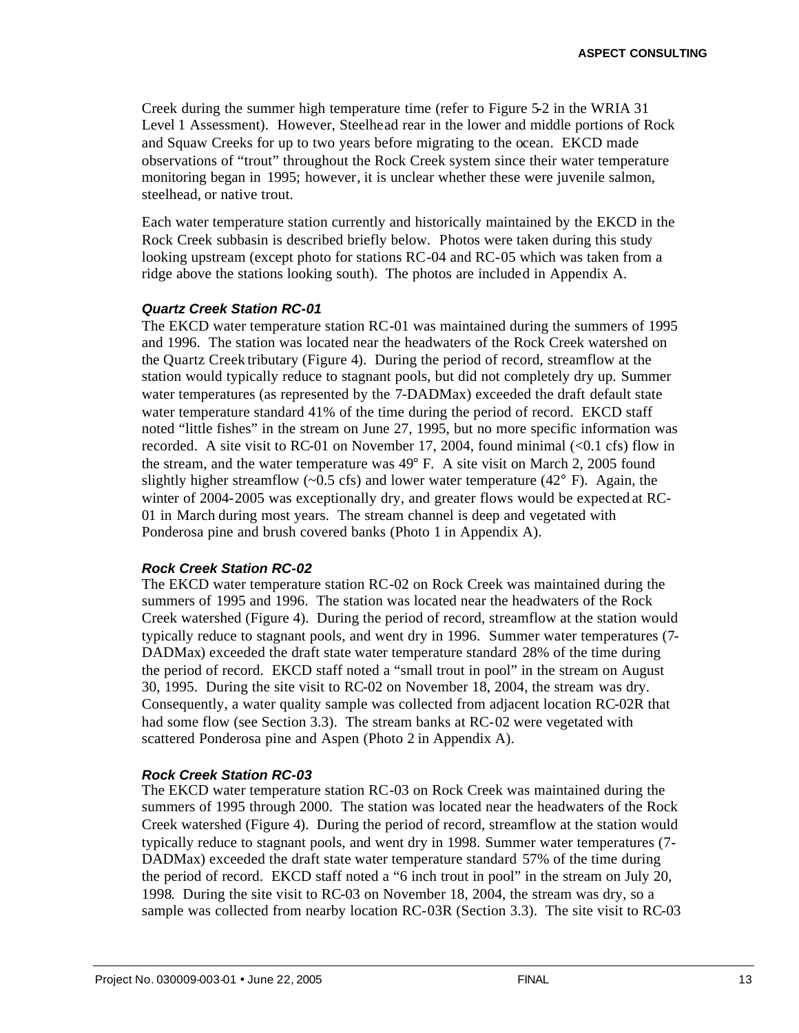Creek during the summer high temperature time (refer to Figure 5-2 in the WRIA 31 Level 1 Assessment). However, Steelhead rear in the lower and middle portions of Rock and Squaw Creeks for up to two years before migrating to the ocean. EKCD made observations of "trout" throughout the Rock Creek system since their water temperature monitoring began in 1995; however, it is unclear whether these were juvenile salmon, steelhead, or native trout.

Each water temperature station currently and historically maintained by the EKCD in the Rock Creek subbasin is described briefly below. Photos were taken during this study looking upstream (except photo for stations RC-04 and RC-05 which was taken from a ridge above the stations looking south). The photos are included in Appendix A.

#### *Quartz Creek Station RC-01*

The EKCD water temperature station RC-01 was maintained during the summers of 1995 and 1996. The station was located near the headwaters of the Rock Creek watershed on the Quartz Creek tributary (Figure 4). During the period of record, streamflow at the station would typically reduce to stagnant pools, but did not completely dry up. Summer water temperatures (as represented by the 7-DADMax) exceeded the draft default state water temperature standard 41% of the time during the period of record. EKCD staff noted "little fishes" in the stream on June 27, 1995, but no more specific information was recorded. A site visit to RC-01 on November 17, 2004, found minimal (<0.1 cfs) flow in the stream, and the water temperature was 49° F. A site visit on March 2, 2005 found slightly higher streamflow (~0.5 cfs) and lower water temperature (42° F). Again, the winter of 2004-2005 was exceptionally dry, and greater flows would be expected at RC-01 in March during most years. The stream channel is deep and vegetated with Ponderosa pine and brush covered banks (Photo 1 in Appendix A).

#### *Rock Creek Station RC-02*

The EKCD water temperature station RC-02 on Rock Creek was maintained during the summers of 1995 and 1996. The station was located near the headwaters of the Rock Creek watershed (Figure 4). During the period of record, streamflow at the station would typically reduce to stagnant pools, and went dry in 1996. Summer water temperatures (7-DADMax) exceeded the draft state water temperature standard 28% of the time during the period of record. EKCD staff noted a "small trout in pool" in the stream on August 30, 1995. During the site visit to RC-02 on November 18, 2004, the stream was dry. Consequently, a water quality sample was collected from adjacent location RC-02R that had some flow (see Section 3.3). The stream banks at RC-02 were vegetated with scattered Ponderosa pine and Aspen (Photo 2 in Appendix A).

#### *Rock Creek Station RC-03*

The EKCD water temperature station RC-03 on Rock Creek was maintained during the summers of 1995 through 2000. The station was located near the headwaters of the Rock Creek watershed (Figure 4). During the period of record, streamflow at the station would typically reduce to stagnant pools, and went dry in 1998. Summer water temperatures (7-DADMax) exceeded the draft state water temperature standard 57% of the time during the period of record. EKCD staff noted a "6 inch trout in pool" in the stream on July 20, 1998. During the site visit to RC-03 on November 18, 2004, the stream was dry, so a sample was collected from nearby location RC-03R (Section 3.3). The site visit to RC-03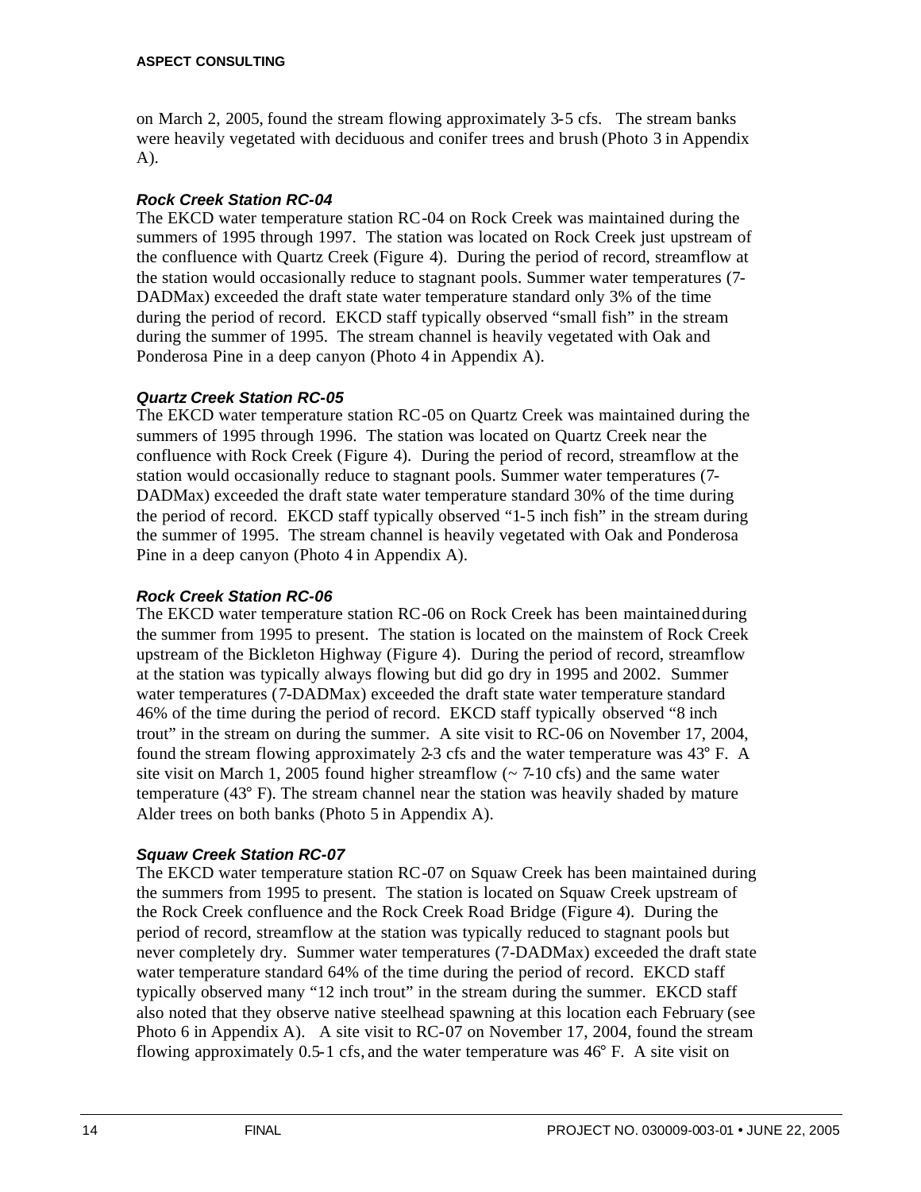on March 2, 2005, found the stream flowing approximately 3-5 cfs. The stream banks were heavily vegetated with deciduous and conifer trees and brush (Photo 3 in Appendix A).

#### *Rock Creek Station RC-04*

The EKCD water temperature station RC-04 on Rock Creek was maintained during the summers of 1995 through 1997. The station was located on Rock Creek just upstream of the confluence with Quartz Creek (Figure 4). During the period of record, streamflow at the station would occasionally reduce to stagnant pools. Summer water temperatures (7-DADMax) exceeded the draft state water temperature standard only 3% of the time during the period of record. EKCD staff typically observed "small fish" in the stream during the summer of 1995. The stream channel is heavily vegetated with Oak and Ponderosa Pine in a deep canyon (Photo 4 in Appendix A).

#### *Quartz Creek Station RC-05*

The EKCD water temperature station RC-05 on Quartz Creek was maintained during the summers of 1995 through 1996. The station was located on Quartz Creek near the confluence with Rock Creek (Figure 4). During the period of record, streamflow at the station would occasionally reduce to stagnant pools. Summer water temperatures (7-DADMax) exceeded the draft state water temperature standard 30% of the time during the period of record. EKCD staff typically observed "1-5 inch fish" in the stream during the summer of 1995. The stream channel is heavily vegetated with Oak and Ponderosa Pine in a deep canyon (Photo 4 in Appendix A).

#### *Rock Creek Station RC-06*

The EKCD water temperature station RC-06 on Rock Creek has been maintained during the summer from 1995 to present. The station is located on the mainstem of Rock Creek upstream of the Bickleton Highway (Figure 4). During the period of record, streamflow at the station was typically always flowing but did go dry in 1995 and 2002. Summer water temperatures (7-DADMax) exceeded the draft state water temperature standard 46% of the time during the period of record. EKCD staff typically observed "8 inch trout" in the stream on during the summer. A site visit to RC-06 on November 17, 2004, found the stream flowing approximately 2-3 cfs and the water temperature was 43° F. A site visit on March 1, 2005 found higher streamflow (~ 7-10 cfs) and the same water temperature (43° F). The stream channel near the station was heavily shaded by mature Alder trees on both banks (Photo 5 in Appendix A).

#### *Squaw Creek Station RC-07*

The EKCD water temperature station RC-07 on Squaw Creek has been maintained during the summers from 1995 to present. The station is located on Squaw Creek upstream of the Rock Creek confluence and the Rock Creek Road Bridge (Figure 4). During the period of record, streamflow at the station was typically reduced to stagnant pools but never completely dry. Summer water temperatures (7-DADMax) exceeded the draft state water temperature standard 64% of the time during the period of record. EKCD staff typically observed many "12 inch trout" in the stream during the summer. EKCD staff also noted that they observe native steelhead spawning at this location each February (see Photo 6 in Appendix A). A site visit to RC-07 on November 17, 2004, found the stream flowing approximately 0.5-1 cfs, and the water temperature was 46° F. A site visit on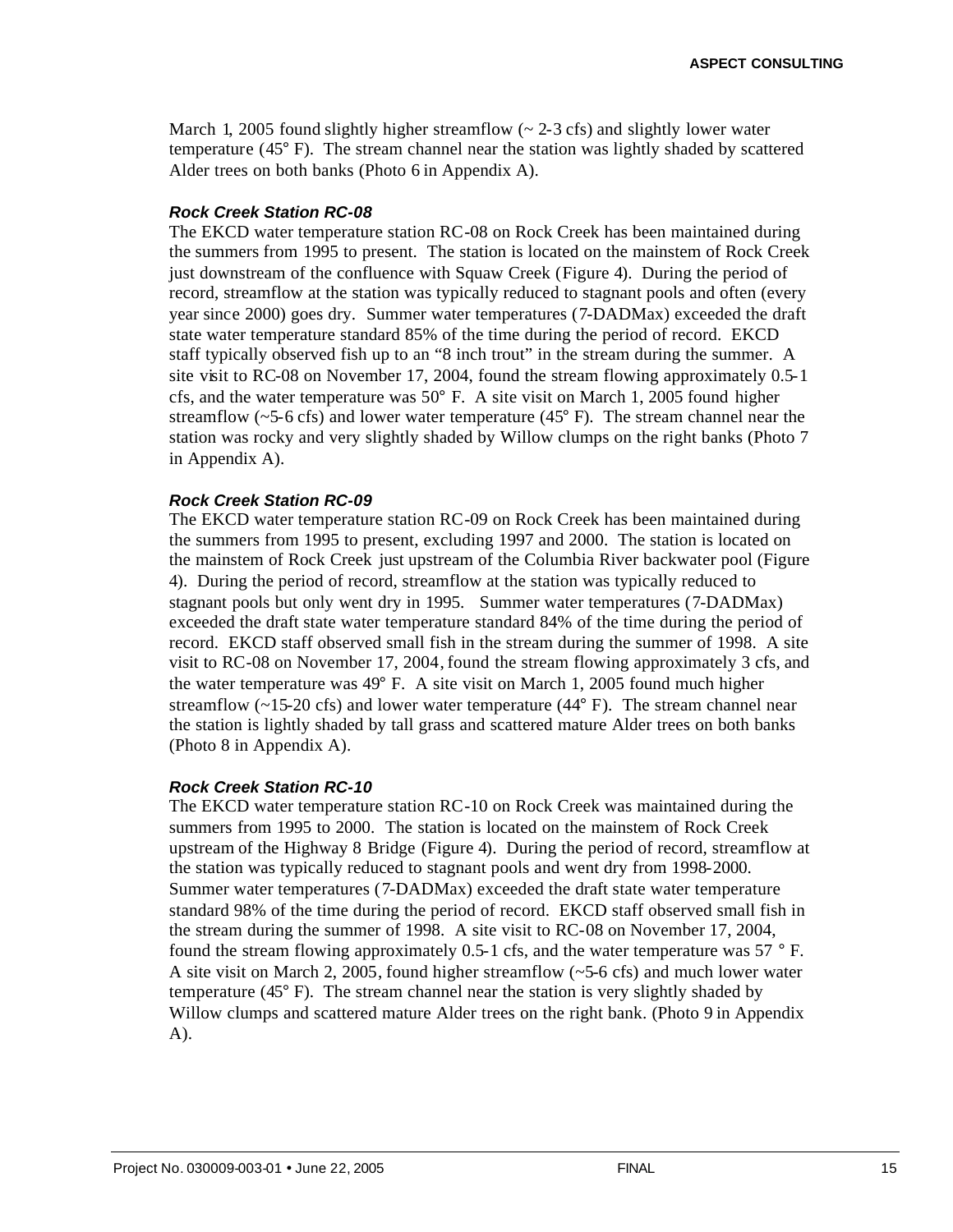March 1, 2005 found slightly higher streamflow (~ 2-3 cfs) and slightly lower water temperature (45° F). The stream channel near the station was lightly shaded by scattered Alder trees on both banks (Photo 6 in Appendix A).

#### *Rock Creek Station RC-08*

The EKCD water temperature station RC-08 on Rock Creek has been maintained during the summers from 1995 to present. The station is located on the mainstem of Rock Creek just downstream of the confluence with Squaw Creek (Figure 4). During the period of record, streamflow at the station was typically reduced to stagnant pools and often (every year since 2000) goes dry. Summer water temperatures (7-DADMax) exceeded the draft state water temperature standard 85% of the time during the period of record. EKCD staff typically observed fish up to an "8 inch trout" in the stream during the summer. A site visit to RC-08 on November 17, 2004, found the stream flowing approximately 0.5-1 cfs, and the water temperature was 50° F. A site visit on March 1, 2005 found higher streamflow (~5-6 cfs) and lower water temperature (45° F). The stream channel near the station was rocky and very slightly shaded by Willow clumps on the right banks (Photo 7 in Appendix A).

#### *Rock Creek Station RC-09*

The EKCD water temperature station RC-09 on Rock Creek has been maintained during the summers from 1995 to present, excluding 1997 and 2000. The station is located on the mainstem of Rock Creek just upstream of the Columbia River backwater pool (Figure 4). During the period of record, streamflow at the station was typically reduced to stagnant pools but only went dry in 1995. Summer water temperatures (7-DADMax) exceeded the draft state water temperature standard 84% of the time during the period of record. EKCD staff observed small fish in the stream during the summer of 1998. A site visit to RC-08 on November 17, 2004, found the stream flowing approximately 3 cfs, and the water temperature was 49° F. A site visit on March 1, 2005 found much higher streamflow (~15-20 cfs) and lower water temperature (44° F). The stream channel near the station is lightly shaded by tall grass and scattered mature Alder trees on both banks (Photo 8 in Appendix A).

#### *Rock Creek Station RC-10*

The EKCD water temperature station RC-10 on Rock Creek was maintained during the summers from 1995 to 2000. The station is located on the mainstem of Rock Creek upstream of the Highway 8 Bridge (Figure 4). During the period of record, streamflow at the station was typically reduced to stagnant pools and went dry from 1998-2000. Summer water temperatures (7-DADMax) exceeded the draft state water temperature standard 98% of the time during the period of record. EKCD staff observed small fish in the stream during the summer of 1998. A site visit to RC-08 on November 17, 2004, found the stream flowing approximately 0.5-1 cfs, and the water temperature was 57 ° F. A site visit on March 2, 2005, found higher streamflow (~5-6 cfs) and much lower water temperature (45° F). The stream channel near the station is very slightly shaded by Willow clumps and scattered mature Alder trees on the right bank. (Photo 9 in Appendix A).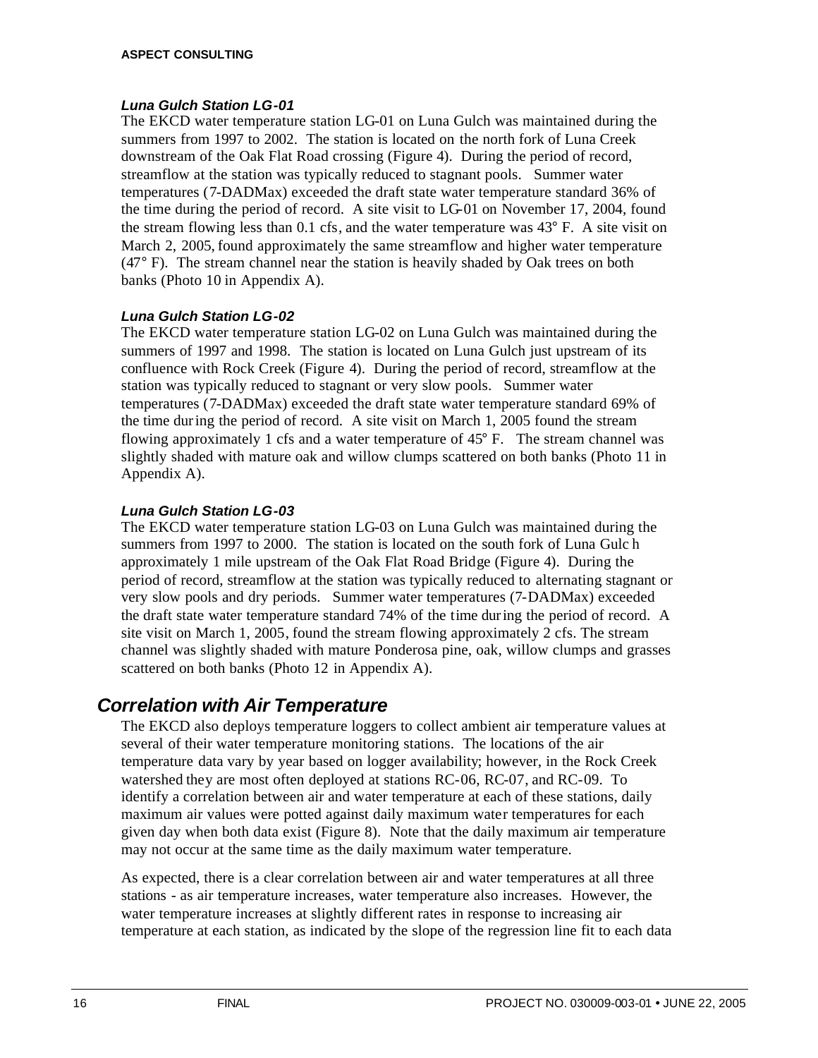### *Luna Gulch Station LG-01*

The EKCD water temperature station LG-01 on Luna Gulch was maintained during the summers from 1997 to 2002. The station is located on the north fork of Luna Creek downstream of the Oak Flat Road crossing (Figure 4). During the period of record, streamflow at the station was typically reduced to stagnant pools. Summer water temperatures (7-DADMax) exceeded the draft state water temperature standard 36% of the time during the period of record. A site visit to LG-01 on November 17, 2004, found the stream flowing less than 0.1 cfs, and the water temperature was 43° F. A site visit on March 2, 2005, found approximately the same streamflow and higher water temperature (47° F). The stream channel near the station is heavily shaded by Oak trees on both banks (Photo 10 in Appendix A).

### *Luna Gulch Station LG-02*

The EKCD water temperature station LG-02 on Luna Gulch was maintained during the summers of 1997 and 1998. The station is located on Luna Gulch just upstream of its confluence with Rock Creek (Figure 4). During the period of record, streamflow at the station was typically reduced to stagnant or very slow pools. Summer water temperatures (7-DADMax) exceeded the draft state water temperature standard 69% of the time during the period of record. A site visit on March 1, 2005 found the stream flowing approximately 1 cfs and a water temperature of 45° F. The stream channel was slightly shaded with mature oak and willow clumps scattered on both banks (Photo 11 in Appendix A).

### *Luna Gulch Station LG-03*

The EKCD water temperature station LG-03 on Luna Gulch was maintained during the summers from 1997 to 2000. The station is located on the south fork of Luna Gulch approximately 1 mile upstream of the Oak Flat Road Bridge (Figure 4). During the period of record, streamflow at the station was typically reduced to alternating stagnant or very slow pools and dry periods. Summer water temperatures (7-DADMax) exceeded the draft state water temperature standard 74% of the time during the period of record. A site visit on March 1, 2005, found the stream flowing approximately 2 cfs. The stream channel was slightly shaded with mature Ponderosa pine, oak, willow clumps and grasses scattered on both banks (Photo 12 in Appendix A).

## *Correlation with Air Temperature*

The EKCD also deploys temperature loggers to collect ambient air temperature values at several of their water temperature monitoring stations. The locations of the air temperature data vary by year based on logger availability; however, in the Rock Creek watershed they are most often deployed at stations RC-06, RC-07, and RC-09. To identify a correlation between air and water temperature at each of these stations, daily maximum air values were potted against daily maximum water temperatures for each given day when both data exist (Figure 8). Note that the daily maximum air temperature may not occur at the same time as the daily maximum water temperature.

As expected, there is a clear correlation between air and water temperatures at all three stations - as air temperature increases, water temperature also increases. However, the water temperature increases at slightly different rates in response to increasing air temperature at each station, as indicated by the slope of the regression line fit to each data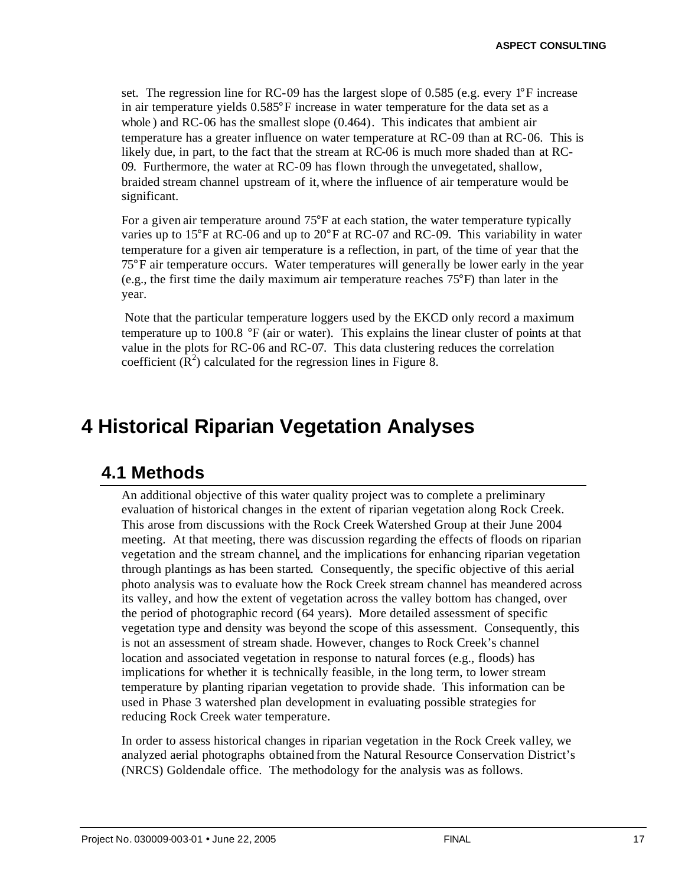set. The regression line for RC-09 has the largest slope of 0.585 (e.g. every 1°F increase in air temperature yields 0.585°F increase in water temperature for the data set as a whole) and RC-06 has the smallest slope (0.464). This indicates that ambient air temperature has a greater influence on water temperature at RC-09 than at RC-06. This is likely due, in part, to the fact that the stream at RC-06 is much more shaded than at RC-09. Furthermore, the water at RC-09 has flown through the unvegetated, shallow, braided stream channel upstream of it, where the influence of air temperature would be significant.

For a given air temperature around 75°F at each station, the water temperature typically varies up to 15°F at RC-06 and up to 20°F at RC-07 and RC-09. This variability in water temperature for a given air temperature is a reflection, in part, of the time of year that the 75°F air temperature occurs. Water temperatures will generally be lower early in the year (e.g., the first time the daily maximum air temperature reaches 75°F) than later in the year.

Note that the particular temperature loggers used by the EKCD only record a maximum temperature up to 100.8 °F (air or water). This explains the linear cluster of points at that value in the plots for RC-06 and RC-07. This data clustering reduces the correlation coefficient ($R^2$) calculated for the regression lines in Figure 8.

# 4 Historical Riparian Vegetation Analyses

## 4.1 Methods

An additional objective of this water quality project was to complete a preliminary evaluation of historical changes in the extent of riparian vegetation along Rock Creek. This arose from discussions with the Rock Creek Watershed Group at their June 2004 meeting. At that meeting, there was discussion regarding the effects of floods on riparian vegetation and the stream channel, and the implications for enhancing riparian vegetation through plantings as has been started. Consequently, the specific objective of this aerial photo analysis was to evaluate how the Rock Creek stream channel has meandered across its valley, and how the extent of vegetation across the valley bottom has changed, over the period of photographic record (64 years). More detailed assessment of specific vegetation type and density was beyond the scope of this assessment. Consequently, this is not an assessment of stream shade. However, changes to Rock Creek's channel location and associated vegetation in response to natural forces (e.g., floods) has implications for whether it is technically feasible, in the long term, to lower stream temperature by planting riparian vegetation to provide shade. This information can be used in Phase 3 watershed plan development in evaluating possible strategies for reducing Rock Creek water temperature.

In order to assess historical changes in riparian vegetation in the Rock Creek valley, we analyzed aerial photographs obtained from the Natural Resource Conservation District's (NRCS) Goldendale office. The methodology for the analysis was as follows.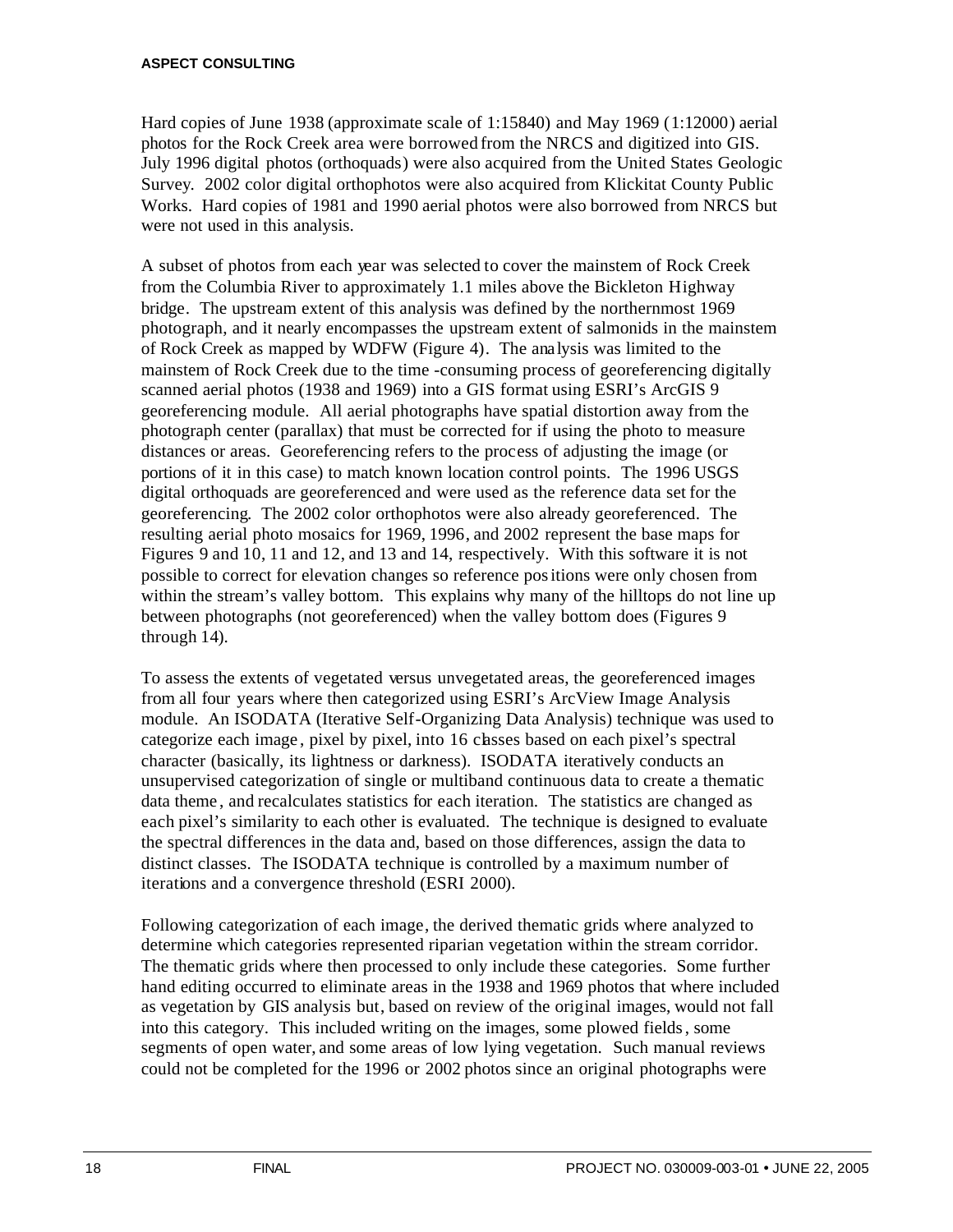Hard copies of June 1938 (approximate scale of 1:15840) and May 1969 (1:12000) aerial photos for the Rock Creek area were borrowed from the NRCS and digitized into GIS. July 1996 digital photos (orthoquads) were also acquired from the United States Geologic Survey. 2002 color digital orthophotos were also acquired from Klickitat County Public Works. Hard copies of 1981 and 1990 aerial photos were also borrowed from NRCS but were not used in this analysis.

A subset of photos from each year was selected to cover the mainstem of Rock Creek from the Columbia River to approximately 1.1 miles above the Bickleton Highway bridge. The upstream extent of this analysis was defined by the northernmost 1969 photograph, and it nearly encompasses the upstream extent of salmonids in the mainstem of Rock Creek as mapped by WDFW (Figure 4). The analysis was limited to the mainstem of Rock Creek due to the time -consuming process of georeferencing digitally scanned aerial photos (1938 and 1969) into a GIS format using ESRI's ArcGIS 9 georeferencing module. All aerial photographs have spatial distortion away from the photograph center (parallax) that must be corrected for if using the photo to measure distances or areas. Georeferencing refers to the process of adjusting the image (or portions of it in this case) to match known location control points. The 1996 USGS digital orthoquads are georeferenced and were used as the reference data set for the georeferencing. The 2002 color orthophotos were also already georeferenced. The resulting aerial photo mosaics for 1969, 1996, and 2002 represent the base maps for Figures 9 and 10, 11 and 12, and 13 and 14, respectively. With this software it is not possible to correct for elevation changes so reference positions were only chosen from within the stream's valley bottom. This explains why many of the hilltops do not line up between photographs (not georeferenced) when the valley bottom does (Figures 9 through 14).

To assess the extents of vegetated versus unvegetated areas, the georeferenced images from all four years where then categorized using ESRI's ArcView Image Analysis module. An ISODATA (Iterative Self-Organizing Data Analysis) technique was used to categorize each image, pixel by pixel, into 16 classes based on each pixel's spectral character (basically, its lightness or darkness). ISODATA iteratively conducts an unsupervised categorization of single or multiband continuous data to create a thematic data theme, and recalculates statistics for each iteration. The statistics are changed as each pixel's similarity to each other is evaluated. The technique is designed to evaluate the spectral differences in the data and, based on those differences, assign the data to distinct classes. The ISODATA technique is controlled by a maximum number of iterations and a convergence threshold (ESRI 2000).

Following categorization of each image, the derived thematic grids where analyzed to determine which categories represented riparian vegetation within the stream corridor. The thematic grids where then processed to only include these categories. Some further hand editing occurred to eliminate areas in the 1938 and 1969 photos that where included as vegetation by GIS analysis but, based on review of the original images, would not fall into this category. This included writing on the images, some plowed fields, some segments of open water, and some areas of low lying vegetation. Such manual reviews could not be completed for the 1996 or 2002 photos since an original photographs were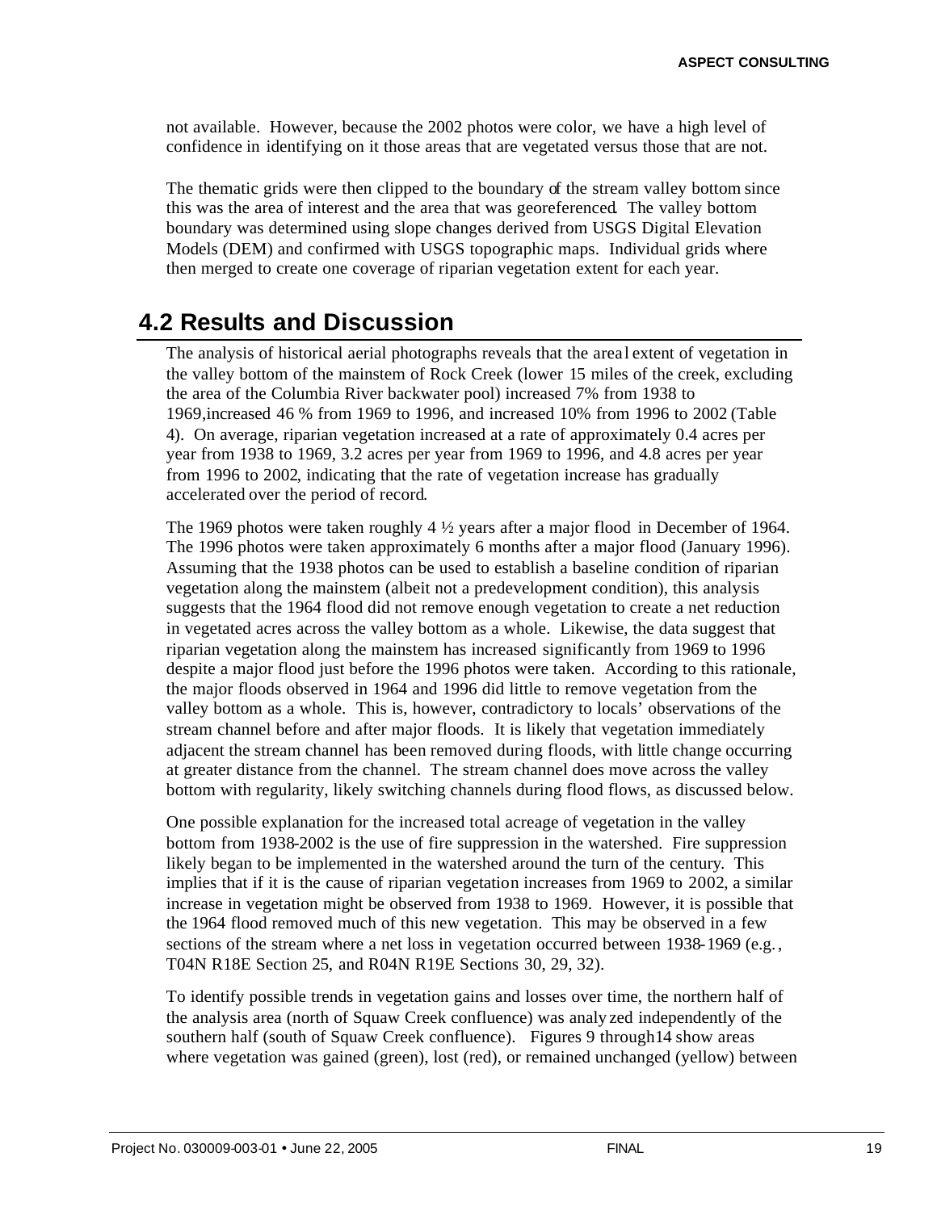not available. However, because the 2002 photos were color, we have a high level of confidence in identifying on it those areas that are vegetated versus those that are not.

The thematic grids were then clipped to the boundary of the stream valley bottom since this was the area of interest and the area that was georeferenced. The valley bottom boundary was determined using slope changes derived from USGS Digital Elevation Models (DEM) and confirmed with USGS topographic maps. Individual grids where then merged to create one coverage of riparian vegetation extent for each year.

## 4.2 Results and Discussion

The analysis of historical aerial photographs reveals that the areal extent of vegetation in the valley bottom of the mainstem of Rock Creek (lower 15 miles of the creek, excluding the area of the Columbia River backwater pool) increased 7% from 1938 to 1969,increased 46 % from 1969 to 1996, and increased 10% from 1996 to 2002 (Table 4). On average, riparian vegetation increased at a rate of approximately 0.4 acres per year from 1938 to 1969, 3.2 acres per year from 1969 to 1996, and 4.8 acres per year from 1996 to 2002, indicating that the rate of vegetation increase has gradually accelerated over the period of record.

The 1969 photos were taken roughly 4 ½ years after a major flood in December of 1964. The 1996 photos were taken approximately 6 months after a major flood (January 1996). Assuming that the 1938 photos can be used to establish a baseline condition of riparian vegetation along the mainstem (albeit not a predevelopment condition), this analysis suggests that the 1964 flood did not remove enough vegetation to create a net reduction in vegetated acres across the valley bottom as a whole. Likewise, the data suggest that riparian vegetation along the mainstem has increased significantly from 1969 to 1996 despite a major flood just before the 1996 photos were taken. According to this rationale, the major floods observed in 1964 and 1996 did little to remove vegetation from the valley bottom as a whole. This is, however, contradictory to locals' observations of the stream channel before and after major floods. It is likely that vegetation immediately adjacent the stream channel has been removed during floods, with little change occurring at greater distance from the channel. The stream channel does move across the valley bottom with regularity, likely switching channels during flood flows, as discussed below.

One possible explanation for the increased total acreage of vegetation in the valley bottom from 1938-2002 is the use of fire suppression in the watershed. Fire suppression likely began to be implemented in the watershed around the turn of the century. This implies that if it is the cause of riparian vegetation increases from 1969 to 2002, a similar increase in vegetation might be observed from 1938 to 1969. However, it is possible that the 1964 flood removed much of this new vegetation. This may be observed in a few sections of the stream where a net loss in vegetation occurred between 1938-1969 (e.g., T04N R18E Section 25, and R04N R19E Sections 30, 29, 32).

To identify possible trends in vegetation gains and losses over time, the northern half of the analysis area (north of Squaw Creek confluence) was analyzed independently of the southern half (south of Squaw Creek confluence). Figures 9 through14 show areas where vegetation was gained (green), lost (red), or remained unchanged (yellow) between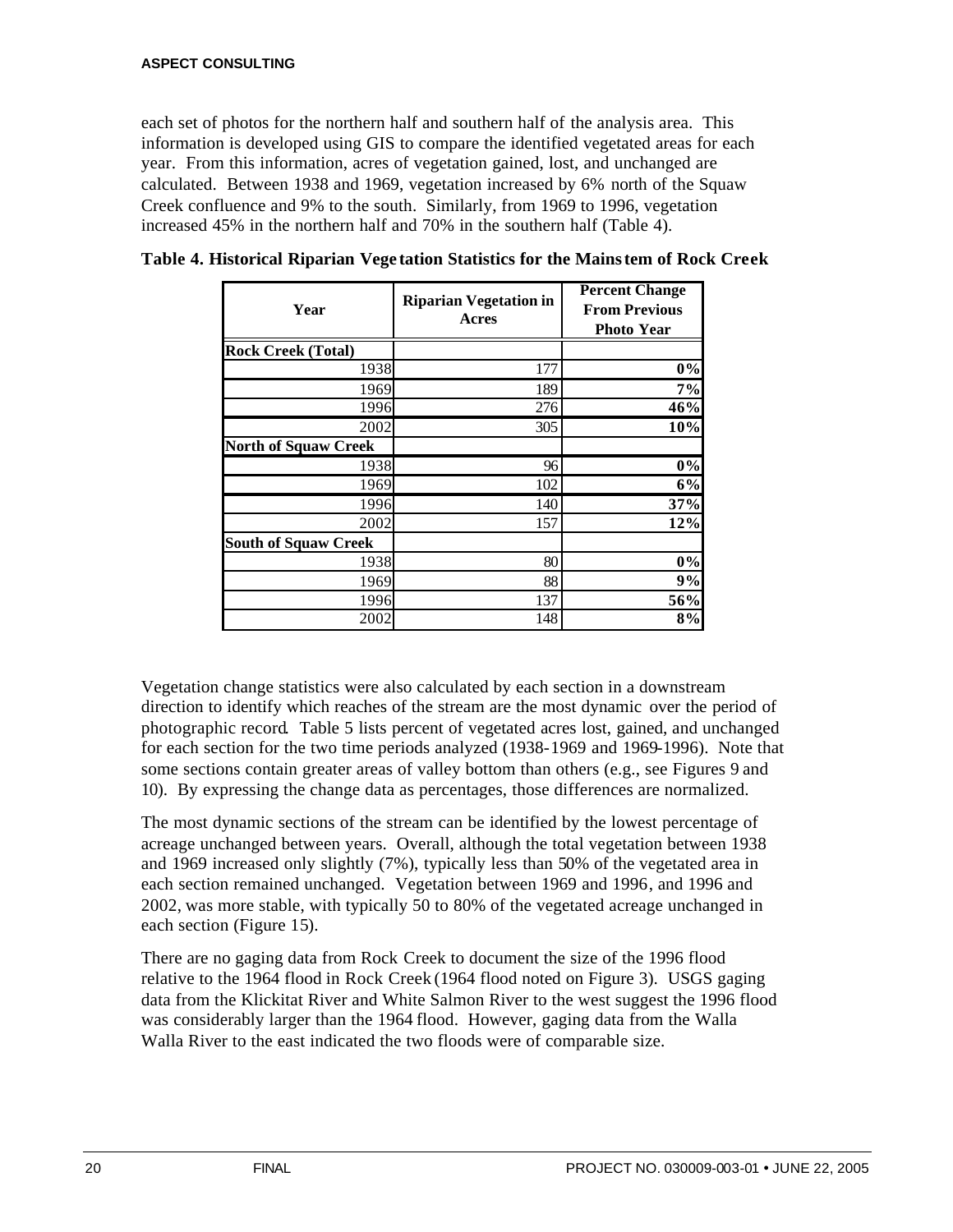each set of photos for the northern half and southern half of the analysis area. This information is developed using GIS to compare the identified vegetated areas for each year. From this information, acres of vegetation gained, lost, and unchanged are calculated. Between 1938 and 1969, vegetation increased by 6% north of the Squaw Creek confluence and 9% to the south. Similarly, from 1969 to 1996, vegetation increased 45% in the northern half and 70% in the southern half (Table 4).

**Table 4. Historical Riparian Vegetation Statistics for the Mainstem of Rock Creek**

| Year | Riparian Vegetation in Acres | Percent Change From Previous Photo Year |
|---|---|---|
| **Rock Creek (Total)** | | |
| 1938 | 177 | **0%** |
| 1969 | 189 | **7%** |
| 1996 | 276 | **46%** |
| 2002 | 305 | **10%** |
| **North of Squaw Creek** | | |
| 1938 | 96 | **0%** |
| 1969 | 102 | **6%** |
| 1996 | 140 | **37%** |
| 2002 | 157 | **12%** |
| **South of Squaw Creek** | | |
| 1938 | 80 | **0%** |
| 1969 | 88 | **9%** |
| 1996 | 137 | **56%** |
| 2002 | 148 | **8%** |

Vegetation change statistics were also calculated by each section in a downstream direction to identify which reaches of the stream are the most dynamic over the period of photographic record. Table 5 lists percent of vegetated acres lost, gained, and unchanged for each section for the two time periods analyzed (1938-1969 and 1969-1996). Note that some sections contain greater areas of valley bottom than others (e.g., see Figures 9 and 10). By expressing the change data as percentages, those differences are normalized.

The most dynamic sections of the stream can be identified by the lowest percentage of acreage unchanged between years. Overall, although the total vegetation between 1938 and 1969 increased only slightly (7%), typically less than 50% of the vegetated area in each section remained unchanged. Vegetation between 1969 and 1996, and 1996 and 2002, was more stable, with typically 50 to 80% of the vegetated acreage unchanged in each section (Figure 15).

There are no gaging data from Rock Creek to document the size of the 1996 flood relative to the 1964 flood in Rock Creek (1964 flood noted on Figure 3). USGS gaging data from the Klickitat River and White Salmon River to the west suggest the 1996 flood was considerably larger than the 1964 flood. However, gaging data from the Walla Walla River to the east indicated the two floods were of comparable size.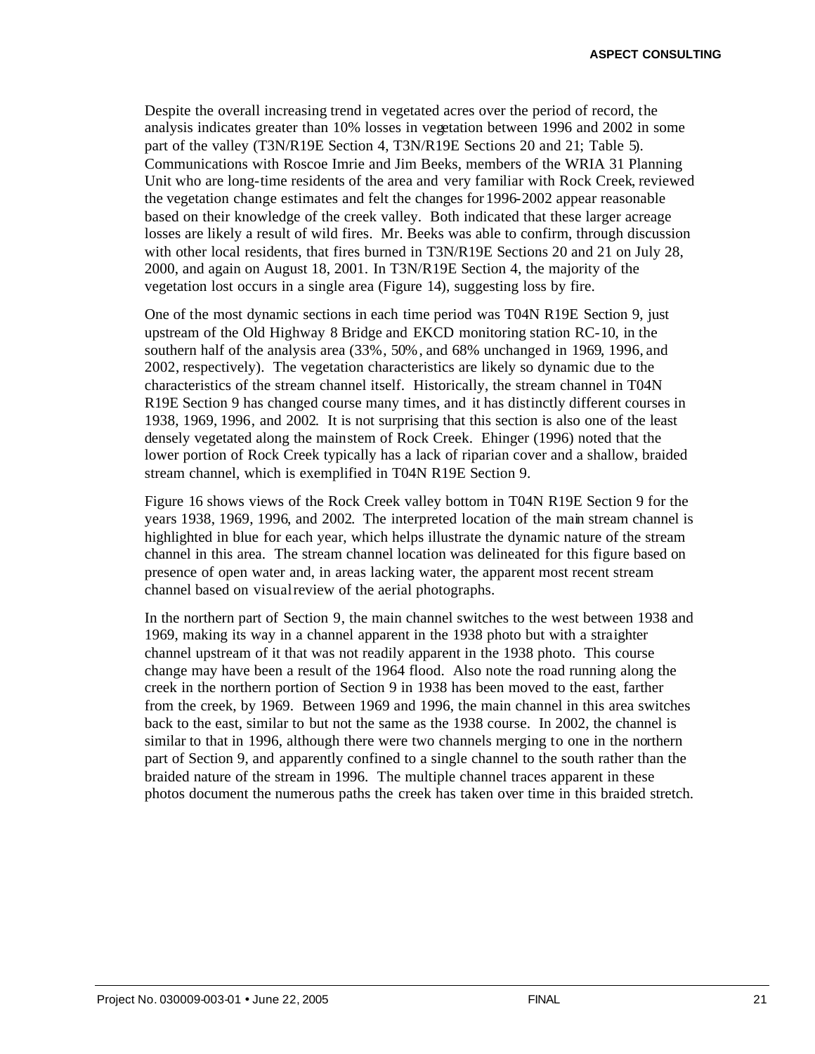Despite the overall increasing trend in vegetated acres over the period of record, the analysis indicates greater than 10% losses in vegetation between 1996 and 2002 in some part of the valley (T3N/R19E Section 4, T3N/R19E Sections 20 and 21; Table 5). Communications with Roscoe Imrie and Jim Beeks, members of the WRIA 31 Planning Unit who are long-time residents of the area and very familiar with Rock Creek, reviewed the vegetation change estimates and felt the changes for 1996-2002 appear reasonable based on their knowledge of the creek valley. Both indicated that these larger acreage losses are likely a result of wild fires. Mr. Beeks was able to confirm, through discussion with other local residents, that fires burned in T3N/R19E Sections 20 and 21 on July 28, 2000, and again on August 18, 2001. In T3N/R19E Section 4, the majority of the vegetation lost occurs in a single area (Figure 14), suggesting loss by fire.

One of the most dynamic sections in each time period was T04N R19E Section 9, just upstream of the Old Highway 8 Bridge and EKCD monitoring station RC-10, in the southern half of the analysis area (33%, 50%, and 68% unchanged in 1969, 1996, and 2002, respectively). The vegetation characteristics are likely so dynamic due to the characteristics of the stream channel itself. Historically, the stream channel in T04N R19E Section 9 has changed course many times, and it has distinctly different courses in 1938, 1969, 1996, and 2002. It is not surprising that this section is also one of the least densely vegetated along the mainstem of Rock Creek. Ehinger (1996) noted that the lower portion of Rock Creek typically has a lack of riparian cover and a shallow, braided stream channel, which is exemplified in T04N R19E Section 9.

Figure 16 shows views of the Rock Creek valley bottom in T04N R19E Section 9 for the years 1938, 1969, 1996, and 2002. The interpreted location of the main stream channel is highlighted in blue for each year, which helps illustrate the dynamic nature of the stream channel in this area. The stream channel location was delineated for this figure based on presence of open water and, in areas lacking water, the apparent most recent stream channel based on visual review of the aerial photographs.

In the northern part of Section 9, the main channel switches to the west between 1938 and 1969, making its way in a channel apparent in the 1938 photo but with a straighter channel upstream of it that was not readily apparent in the 1938 photo. This course change may have been a result of the 1964 flood. Also note the road running along the creek in the northern portion of Section 9 in 1938 has been moved to the east, farther from the creek, by 1969. Between 1969 and 1996, the main channel in this area switches back to the east, similar to but not the same as the 1938 course. In 2002, the channel is similar to that in 1996, although there were two channels merging to one in the northern part of Section 9, and apparently confined to a single channel to the south rather than the braided nature of the stream in 1996. The multiple channel traces apparent in these photos document the numerous paths the creek has taken over time in this braided stretch.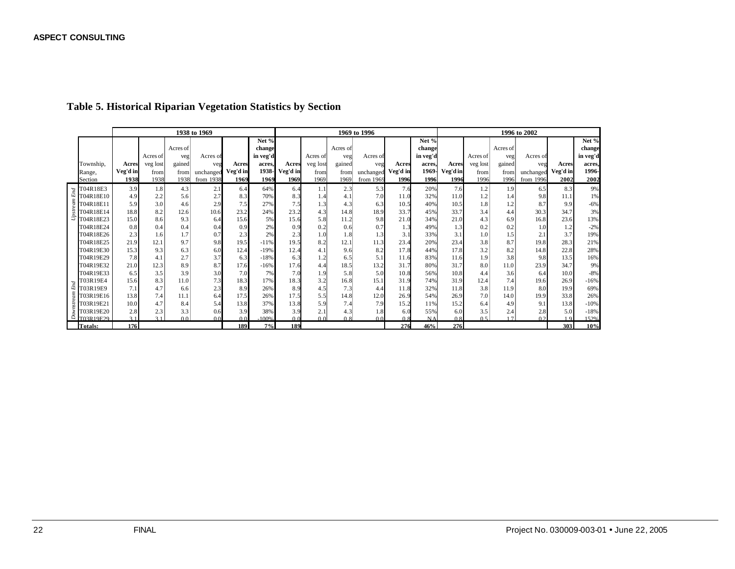# Table 5. Historical Riparian Vegetation Statistics by Section

| | Township, Range, Section | 1938 to 1969 | | | | | | 1969 to 1996 | | | | | | 1996 to 2002 | | | | | |
|---|---|---|---|---|---|---|---|---|---|---|---|---|---|---|---|---|---|---|---|
| | | **Acres Veg'd in 1938** | Acres of veg lost from 1938 | Acres of veg gained from 1938 | Acres of veg unchanged from 1938 | **Acres Veg'd in 1969** | **Net % change in veg'd acres, 1938-1969** | **Acres Veg'd in 1969** | Acres of veg lost from 1969 | Acres of veg gained from 1969 | Acres of veg unchanged from 1969 | **Acres Veg'd in 1996** | **Net % change in veg'd acres, 1969-1996** | **Acres Veg'd in 1996** | Acres of veg lost from 1996 | Acres of veg gained from 1996 | Acres of veg unchanged from 1996 | **Acres Veg'd in 2002** | **Net % change in veg'd acres, 1996-2002** |
| *Upstream End* | T04R18E3 | 3.9 | 1.8 | 4.3 | 2.1 | 6.4 | 64% | 6.4 | 1.1 | 2.3 | 5.3 | 7.6 | 20% | 7.6 | 1.2 | 1.9 | 6.5 | 8.3 | 9% |
| | T04R18E10 | 4.9 | 2.2 | 5.6 | 2.7 | 8.3 | 70% | 8.3 | 1.4 | 4.1 | 7.0 | 11.0 | 32% | 11.0 | 1.2 | 1.4 | 9.8 | 11.1 | 1% |
| | T04R18E11 | 5.9 | 3.0 | 4.6 | 2.9 | 7.5 | 27% | 7.5 | 1.3 | 4.3 | 6.3 | 10.5 | 40% | 10.5 | 1.8 | 1.2 | 8.7 | 9.9 | -6% |
| | T04R18E14 | 18.8 | 8.2 | 12.6 | 10.6 | 23.2 | 24% | 23.2 | 4.3 | 14.8 | 18.9 | 33.7 | 45% | 33.7 | 3.4 | 4.4 | 30.3 | 34.7 | 3% |
| | T04R18E23 | 15.0 | 8.6 | 9.3 | 6.4 | 15.6 | 5% | 15.6 | 5.8 | 11.2 | 9.8 | 21.0 | 34% | 21.0 | 4.3 | 6.9 | 16.8 | 23.6 | 13% |
| | T04R18E24 | 0.8 | 0.4 | 0.4 | 0.4 | 0.9 | 2% | 0.9 | 0.2 | 0.6 | 0.7 | 1.3 | 49% | 1.3 | 0.2 | 0.2 | 1.0 | 1.2 | -2% |
| | T04R18E26 | 2.3 | 1.6 | 1.7 | 0.7 | 2.3 | 2% | 2.3 | 1.0 | 1.8 | 1.3 | 3.1 | 33% | 3.1 | 1.0 | 1.5 | 2.1 | 3.7 | 19% |
| | T04R18E25 | 21.9 | 12.1 | 9.7 | 9.8 | 19.5 | -11% | 19.5 | 8.2 | 12.1 | 11.3 | 23.4 | 20% | 23.4 | 3.8 | 8.7 | 19.8 | 28.3 | 21% |
| | T04R19E30 | 15.3 | 9.3 | 6.3 | 6.0 | 12.4 | -19% | 12.4 | 4.1 | 9.6 | 8.2 | 17.8 | 44% | 17.8 | 3.2 | 8.2 | 14.8 | 22.8 | 28% |
| | T04R19E29 | 7.8 | 4.1 | 2.7 | 3.7 | 6.3 | -18% | 6.3 | 1.2 | 6.5 | 5.1 | 11.6 | 83% | 11.6 | 1.9 | 3.8 | 9.8 | 13.5 | 16% |
| | T04R19E32 | 21.0 | 12.3 | 8.9 | 8.7 | 17.6 | -16% | 17.6 | 4.4 | 18.5 | 13.2 | 31.7 | 80% | 31.7 | 8.0 | 11.0 | 23.9 | 34.7 | 9% |
| | T04R19E33 | 6.5 | 3.5 | 3.9 | 3.0 | 7.0 | 7% | 7.0 | 1.9 | 5.8 | 5.0 | 10.8 | 56% | 10.8 | 4.4 | 3.6 | 6.4 | 10.0 | -8% |
| *Downstream End* | T03R19E4 | 15.6 | 8.3 | 11.0 | 7.3 | 18.3 | 17% | 18.3 | 3.2 | 16.8 | 15.1 | 31.9 | 74% | 31.9 | 12.4 | 7.4 | 19.6 | 26.9 | -16% |
| | T03R19E9 | 7.1 | 4.7 | 6.6 | 2.3 | 8.9 | 26% | 8.9 | 4.5 | 7.3 | 4.4 | 11.8 | 32% | 11.8 | 3.8 | 11.9 | 8.0 | 19.9 | 69% |
| | T03R19E16 | 13.8 | 7.4 | 11.1 | 6.4 | 17.5 | 26% | 17.5 | 5.5 | 14.8 | 12.0 | 26.9 | 54% | 26.9 | 7.0 | 14.0 | 19.9 | 33.8 | 26% |
| | T03R19E21 | 10.0 | 4.7 | 8.4 | 5.4 | 13.8 | 37% | 13.8 | 5.9 | 7.4 | 7.9 | 15.2 | 11% | 15.2 | 6.4 | 4.9 | 9.1 | 13.8 | -10% |
| | T03R19E20 | 2.8 | 2.3 | 3.3 | 0.6 | 3.9 | 38% | 3.9 | 2.1 | 4.3 | 1.8 | 6.0 | 55% | 6.0 | 3.5 | 2.4 | 2.8 | 5.0 | -18% |
| | T03R19E29 | 3.1 | 3.1 | 0.0 | 0.0 | 0.0 | -100% | 0.0 | 0.0 | 0.8 | 0.0 | 0.8 | NA | 0.8 | 0.5 | 1.7 | 0.2 | 1.9 | 152% |
| | **Totals:** | **176** | | | | **189** | **7%** | **189** | | | | **276** | **46%** | **276** | | | | **303** | **10%** |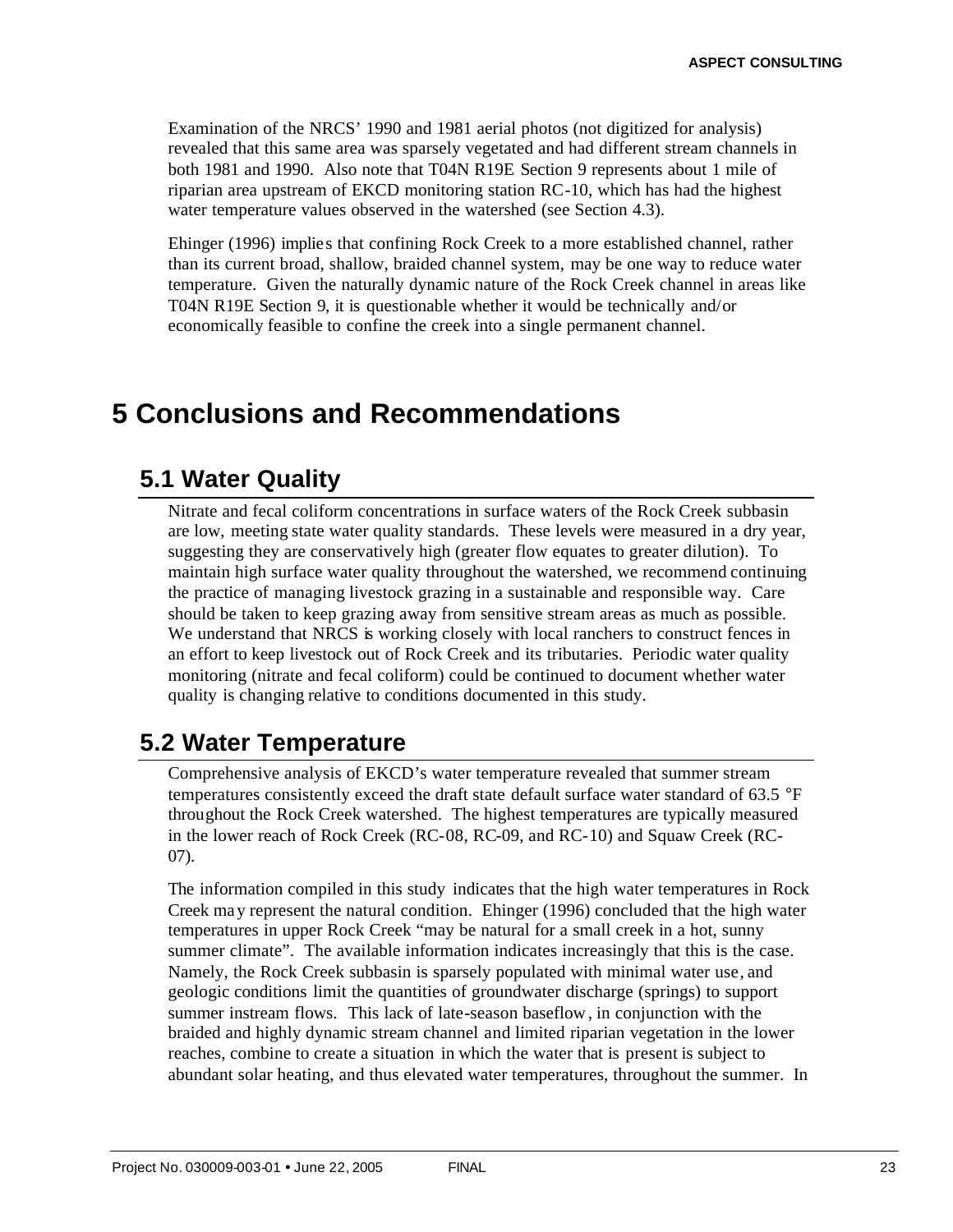Examination of the NRCS' 1990 and 1981 aerial photos (not digitized for analysis) revealed that this same area was sparsely vegetated and had different stream channels in both 1981 and 1990. Also note that T04N R19E Section 9 represents about 1 mile of riparian area upstream of EKCD monitoring station RC-10, which has had the highest water temperature values observed in the watershed (see Section 4.3).

Ehinger (1996) implies that confining Rock Creek to a more established channel, rather than its current broad, shallow, braided channel system, may be one way to reduce water temperature. Given the naturally dynamic nature of the Rock Creek channel in areas like T04N R19E Section 9, it is questionable whether it would be technically and/or economically feasible to confine the creek into a single permanent channel.

# 5 Conclusions and Recommendations

## 5.1 Water Quality

Nitrate and fecal coliform concentrations in surface waters of the Rock Creek subbasin are low, meeting state water quality standards. These levels were measured in a dry year, suggesting they are conservatively high (greater flow equates to greater dilution). To maintain high surface water quality throughout the watershed, we recommend continuing the practice of managing livestock grazing in a sustainable and responsible way. Care should be taken to keep grazing away from sensitive stream areas as much as possible. We understand that NRCS is working closely with local ranchers to construct fences in an effort to keep livestock out of Rock Creek and its tributaries. Periodic water quality monitoring (nitrate and fecal coliform) could be continued to document whether water quality is changing relative to conditions documented in this study.

## 5.2 Water Temperature

Comprehensive analysis of EKCD's water temperature revealed that summer stream temperatures consistently exceed the draft state default surface water standard of 63.5 °F throughout the Rock Creek watershed. The highest temperatures are typically measured in the lower reach of Rock Creek (RC-08, RC-09, and RC-10) and Squaw Creek (RC-07).

The information compiled in this study indicates that the high water temperatures in Rock Creek may represent the natural condition. Ehinger (1996) concluded that the high water temperatures in upper Rock Creek "may be natural for a small creek in a hot, sunny summer climate". The available information indicates increasingly that this is the case. Namely, the Rock Creek subbasin is sparsely populated with minimal water use, and geologic conditions limit the quantities of groundwater discharge (springs) to support summer instream flows. This lack of late-season baseflow, in conjunction with the braided and highly dynamic stream channel and limited riparian vegetation in the lower reaches, combine to create a situation in which the water that is present is subject to abundant solar heating, and thus elevated water temperatures, throughout the summer. In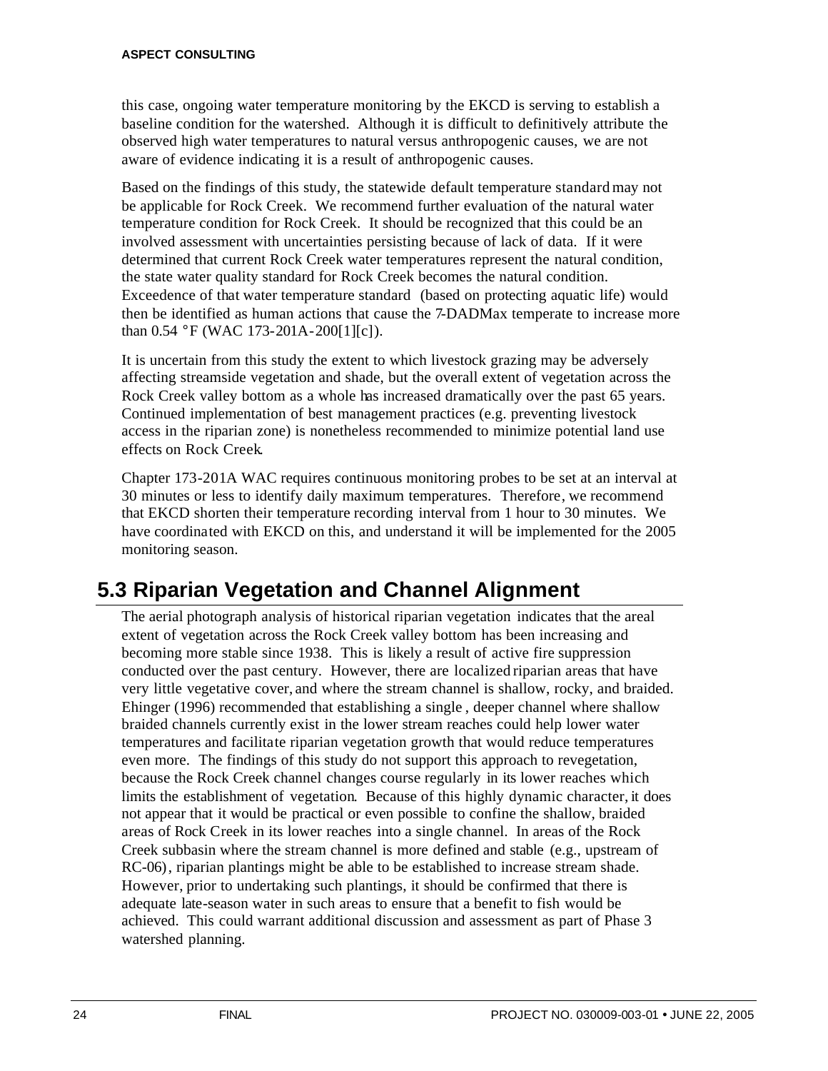this case, ongoing water temperature monitoring by the EKCD is serving to establish a baseline condition for the watershed. Although it is difficult to definitively attribute the observed high water temperatures to natural versus anthropogenic causes, we are not aware of evidence indicating it is a result of anthropogenic causes.

Based on the findings of this study, the statewide default temperature standard may not be applicable for Rock Creek. We recommend further evaluation of the natural water temperature condition for Rock Creek. It should be recognized that this could be an involved assessment with uncertainties persisting because of lack of data. If it were determined that current Rock Creek water temperatures represent the natural condition, the state water quality standard for Rock Creek becomes the natural condition. Exceedence of that water temperature standard (based on protecting aquatic life) would then be identified as human actions that cause the 7-DADMax temperate to increase more than 0.54 °F (WAC 173-201A-200[1][c]).

It is uncertain from this study the extent to which livestock grazing may be adversely affecting streamside vegetation and shade, but the overall extent of vegetation across the Rock Creek valley bottom as a whole has increased dramatically over the past 65 years. Continued implementation of best management practices (e.g. preventing livestock access in the riparian zone) is nonetheless recommended to minimize potential land use effects on Rock Creek.

Chapter 173-201A WAC requires continuous monitoring probes to be set at an interval at 30 minutes or less to identify daily maximum temperatures. Therefore, we recommend that EKCD shorten their temperature recording interval from 1 hour to 30 minutes. We have coordinated with EKCD on this, and understand it will be implemented for the 2005 monitoring season.

## 5.3 Riparian Vegetation and Channel Alignment

The aerial photograph analysis of historical riparian vegetation indicates that the areal extent of vegetation across the Rock Creek valley bottom has been increasing and becoming more stable since 1938. This is likely a result of active fire suppression conducted over the past century. However, there are localized riparian areas that have very little vegetative cover, and where the stream channel is shallow, rocky, and braided. Ehinger (1996) recommended that establishing a single , deeper channel where shallow braided channels currently exist in the lower stream reaches could help lower water temperatures and facilitate riparian vegetation growth that would reduce temperatures even more. The findings of this study do not support this approach to revegetation, because the Rock Creek channel changes course regularly in its lower reaches which limits the establishment of vegetation. Because of this highly dynamic character, it does not appear that it would be practical or even possible to confine the shallow, braided areas of Rock Creek in its lower reaches into a single channel. In areas of the Rock Creek subbasin where the stream channel is more defined and stable (e.g., upstream of RC-06), riparian plantings might be able to be established to increase stream shade. However, prior to undertaking such plantings, it should be confirmed that there is adequate late-season water in such areas to ensure that a benefit to fish would be achieved. This could warrant additional discussion and assessment as part of Phase 3 watershed planning.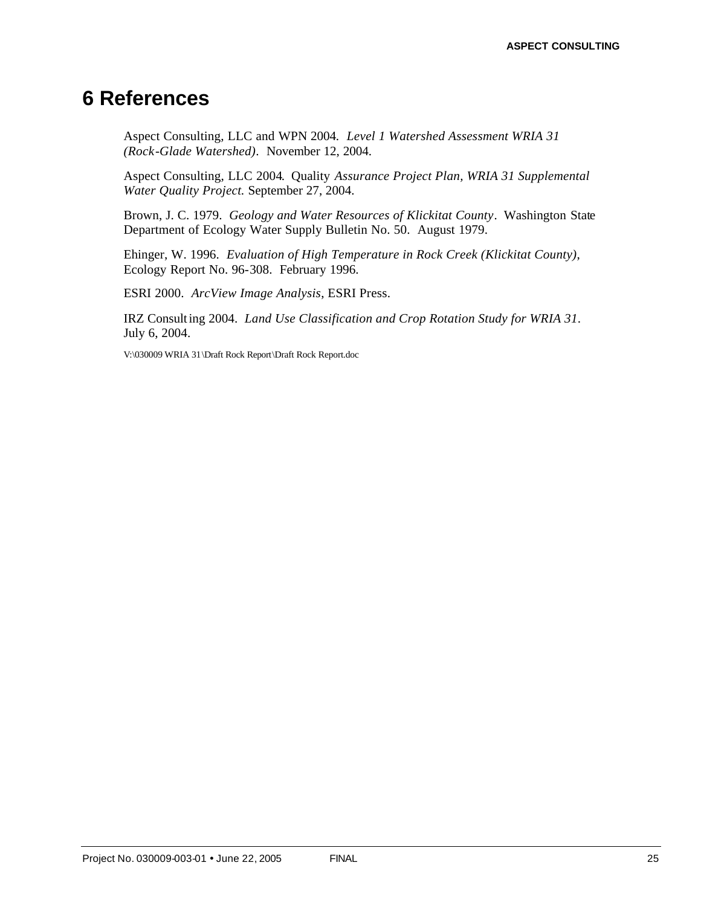# 6 References

Aspect Consulting, LLC and WPN 2004. *Level 1 Watershed Assessment WRIA 31 (Rock-Glade Watershed)*. November 12, 2004.

Aspect Consulting, LLC 2004. Quality *Assurance Project Plan, WRIA 31 Supplemental Water Quality Project.* September 27, 2004.

Brown, J. C. 1979. *Geology and Water Resources of Klickitat County*. Washington State Department of Ecology Water Supply Bulletin No. 50. August 1979.

Ehinger, W. 1996. *Evaluation of High Temperature in Rock Creek (Klickitat County)*, Ecology Report No. 96-308. February 1996.

ESRI 2000. *ArcView Image Analysis*, ESRI Press.

IRZ Consulting 2004. *Land Use Classification and Crop Rotation Study for WRIA 31*. July 6, 2004.

V:\030009 WRIA 31\Draft Rock Report\Draft Rock Report.doc